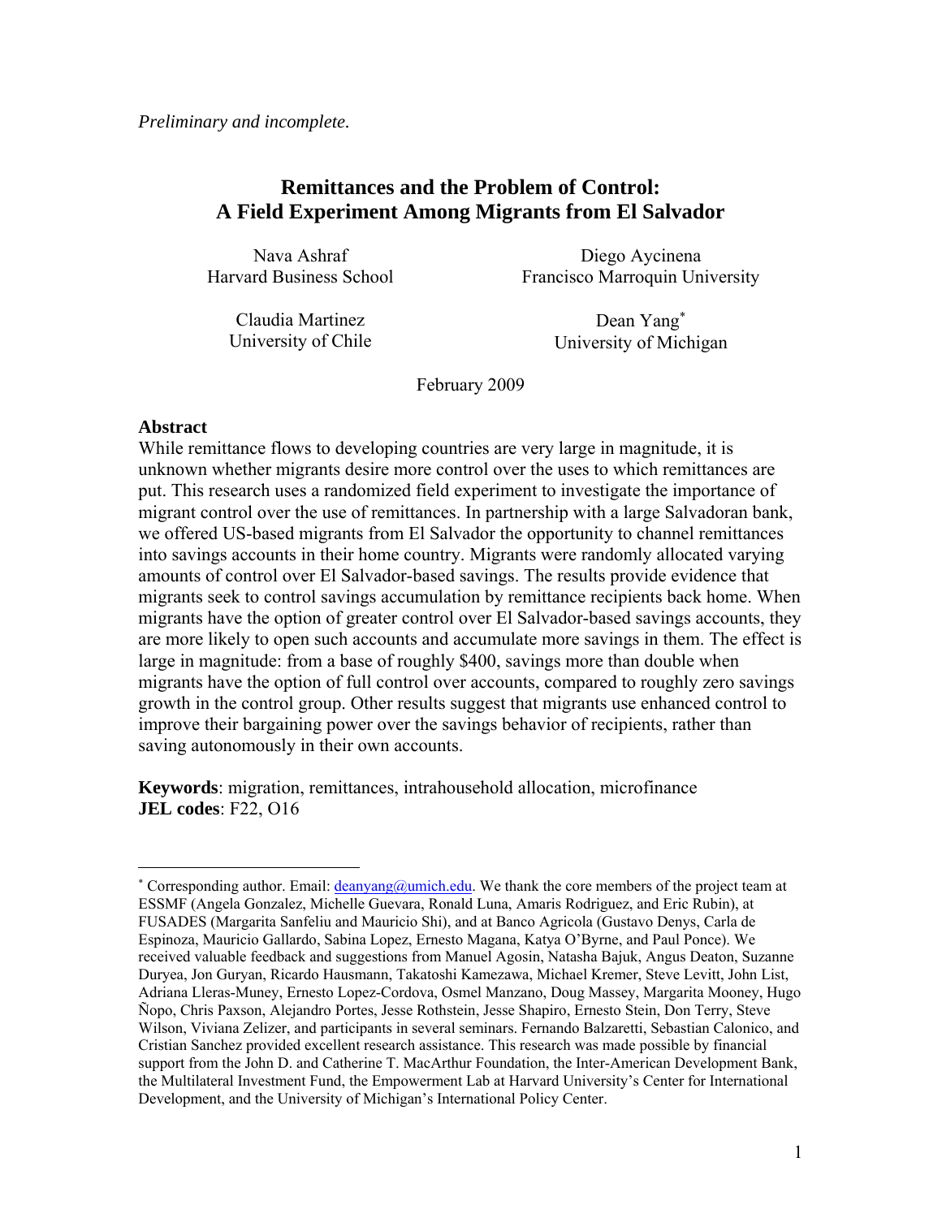*Preliminary and incomplete.*

# Remittances and the Problem of Control: A Field Experiment Among Migrants from El Salvador

Nava Ashraf
Harvard Business School

Diego Aycinena
Francisco Marroquin University

Claudia Martinez
University of Chile

Dean Yang[*]
University of Michigan

February 2009

## Abstract

While remittance flows to developing countries are very large in magnitude, it is unknown whether migrants desire more control over the uses to which remittances are put. This research uses a randomized field experiment to investigate the importance of migrant control over the use of remittances. In partnership with a large Salvadoran bank, we offered US-based migrants from El Salvador the opportunity to channel remittances into savings accounts in their home country. Migrants were randomly allocated varying amounts of control over El Salvador-based savings. The results provide evidence that migrants seek to control savings accumulation by remittance recipients back home. When migrants have the option of greater control over El Salvador-based savings accounts, they are more likely to open such accounts and accumulate more savings in them. The effect is large in magnitude: from a base of roughly \$400, savings more than double when migrants have the option of full control over accounts, compared to roughly zero savings growth in the control group. Other results suggest that migrants use enhanced control to improve their bargaining power over the savings behavior of recipients, rather than saving autonomously in their own accounts.

**Keywords**: migration, remittances, intrahousehold allocation, microfinance
**JEL codes**: F22, O16

---

[*] Corresponding author. Email: deanyang@umich.edu. We thank the core members of the project team at ESSMF (Angela Gonzalez, Michelle Guevara, Ronald Luna, Amaris Rodriguez, and Eric Rubin), at FUSADES (Margarita Sanfeliu and Mauricio Shi), and at Banco Agricola (Gustavo Denys, Carla de Espinoza, Mauricio Gallardo, Sabina Lopez, Ernesto Magana, Katya O'Byrne, and Paul Ponce). We received valuable feedback and suggestions from Manuel Agosin, Natasha Bajuk, Angus Deaton, Suzanne Duryea, Jon Guryan, Ricardo Hausmann, Takatoshi Kamezawa, Michael Kremer, Steve Levitt, John List, Adriana Lleras-Muney, Ernesto Lopez-Cordova, Osmel Manzano, Doug Massey, Margarita Mooney, Hugo Ñopo, Chris Paxson, Alejandro Portes, Jesse Rothstein, Jesse Shapiro, Ernesto Stein, Don Terry, Steve Wilson, Viviana Zelizer, and participants in several seminars. Fernando Balzaretti, Sebastian Calonico, and Cristian Sanchez provided excellent research assistance. This research was made possible by financial support from the John D. and Catherine T. MacArthur Foundation, the Inter-American Development Bank, the Multilateral Investment Fund, the Empowerment Lab at Harvard University's Center for International Development, and the University of Michigan's International Policy Center.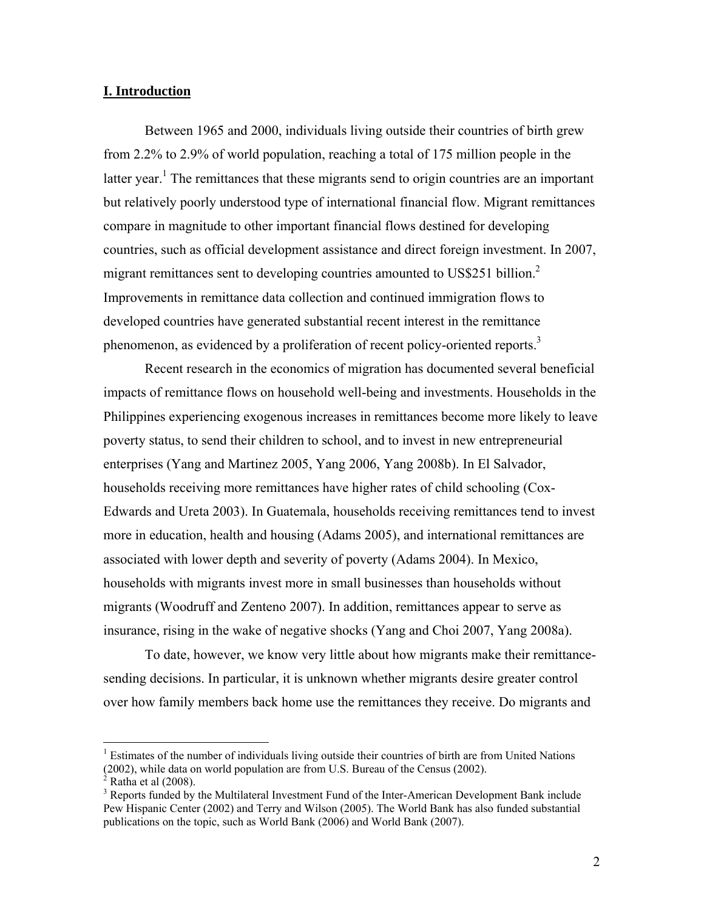## I. Introduction

Between 1965 and 2000, individuals living outside their countries of birth grew from 2.2% to 2.9% of world population, reaching a total of 175 million people in the latter year.[1] The remittances that these migrants send to origin countries are an important but relatively poorly understood type of international financial flow. Migrant remittances compare in magnitude to other important financial flows destined for developing countries, such as official development assistance and direct foreign investment. In 2007, migrant remittances sent to developing countries amounted to US$251 billion.[2] Improvements in remittance data collection and continued immigration flows to developed countries have generated substantial recent interest in the remittance phenomenon, as evidenced by a proliferation of recent policy-oriented reports.[3]

Recent research in the economics of migration has documented several beneficial impacts of remittance flows on household well-being and investments. Households in the Philippines experiencing exogenous increases in remittances become more likely to leave poverty status, to send their children to school, and to invest in new entrepreneurial enterprises (Yang and Martinez 2005, Yang 2006, Yang 2008b). In El Salvador, households receiving more remittances have higher rates of child schooling (Cox-Edwards and Ureta 2003). In Guatemala, households receiving remittances tend to invest more in education, health and housing (Adams 2005), and international remittances are associated with lower depth and severity of poverty (Adams 2004). In Mexico, households with migrants invest more in small businesses than households without migrants (Woodruff and Zenteno 2007). In addition, remittances appear to serve as insurance, rising in the wake of negative shocks (Yang and Choi 2007, Yang 2008a).

To date, however, we know very little about how migrants make their remittance-sending decisions. In particular, it is unknown whether migrants desire greater control over how family members back home use the remittances they receive. Do migrants and

[1] Estimates of the number of individuals living outside their countries of birth are from United Nations (2002), while data on world population are from U.S. Bureau of the Census (2002).

[2] Ratha et al (2008).

[3] Reports funded by the Multilateral Investment Fund of the Inter-American Development Bank include Pew Hispanic Center (2002) and Terry and Wilson (2005). The World Bank has also funded substantial publications on the topic, such as World Bank (2006) and World Bank (2007).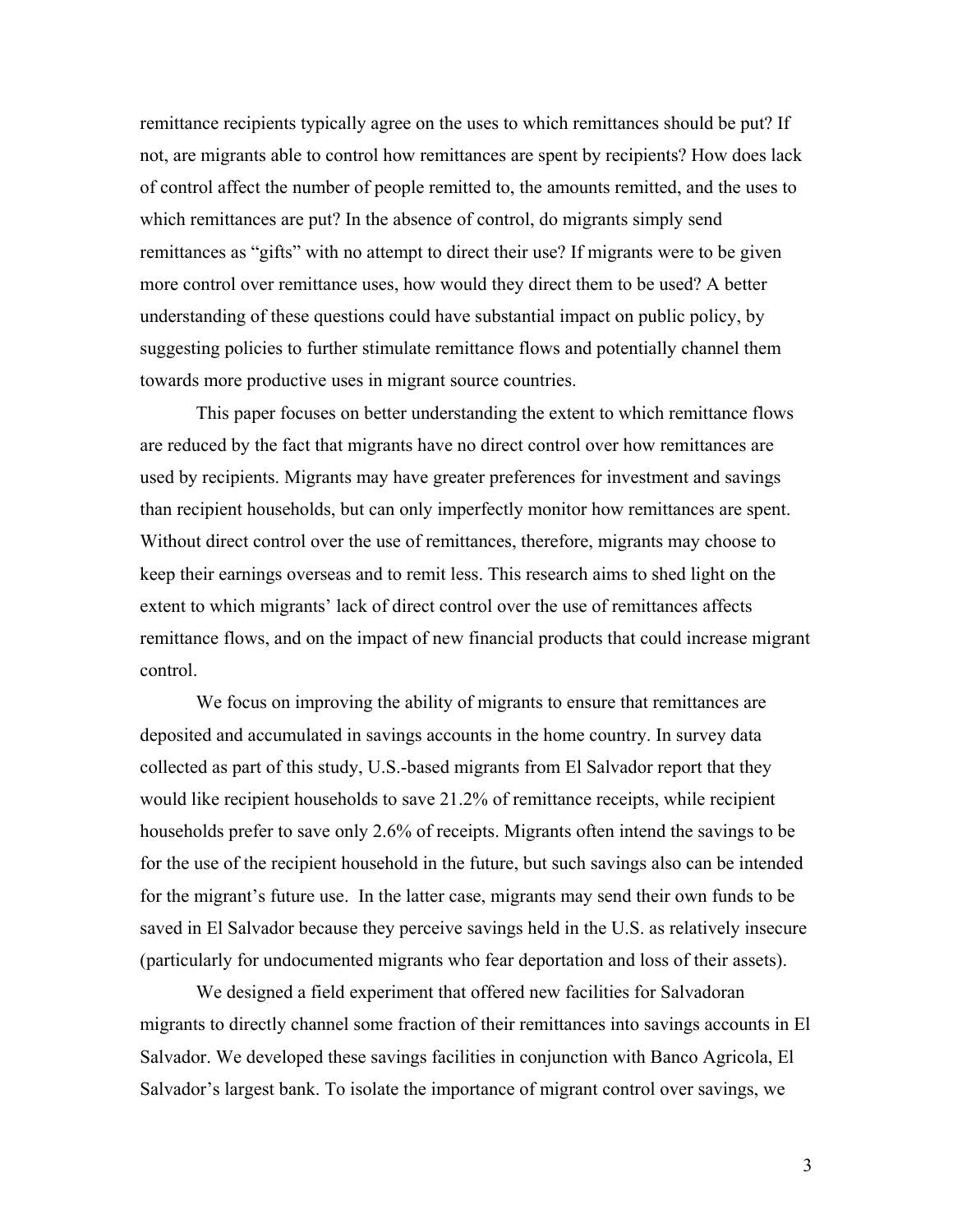remittance recipients typically agree on the uses to which remittances should be put? If not, are migrants able to control how remittances are spent by recipients? How does lack of control affect the number of people remitted to, the amounts remitted, and the uses to which remittances are put? In the absence of control, do migrants simply send remittances as "gifts" with no attempt to direct their use? If migrants were to be given more control over remittance uses, how would they direct them to be used? A better understanding of these questions could have substantial impact on public policy, by suggesting policies to further stimulate remittance flows and potentially channel them towards more productive uses in migrant source countries.

This paper focuses on better understanding the extent to which remittance flows are reduced by the fact that migrants have no direct control over how remittances are used by recipients. Migrants may have greater preferences for investment and savings than recipient households, but can only imperfectly monitor how remittances are spent. Without direct control over the use of remittances, therefore, migrants may choose to keep their earnings overseas and to remit less. This research aims to shed light on the extent to which migrants' lack of direct control over the use of remittances affects remittance flows, and on the impact of new financial products that could increase migrant control.

We focus on improving the ability of migrants to ensure that remittances are deposited and accumulated in savings accounts in the home country. In survey data collected as part of this study, U.S.-based migrants from El Salvador report that they would like recipient households to save 21.2% of remittance receipts, while recipient households prefer to save only 2.6% of receipts. Migrants often intend the savings to be for the use of the recipient household in the future, but such savings also can be intended for the migrant's future use. In the latter case, migrants may send their own funds to be saved in El Salvador because they perceive savings held in the U.S. as relatively insecure (particularly for undocumented migrants who fear deportation and loss of their assets).

We designed a field experiment that offered new facilities for Salvadoran migrants to directly channel some fraction of their remittances into savings accounts in El Salvador. We developed these savings facilities in conjunction with Banco Agricola, El Salvador's largest bank. To isolate the importance of migrant control over savings, we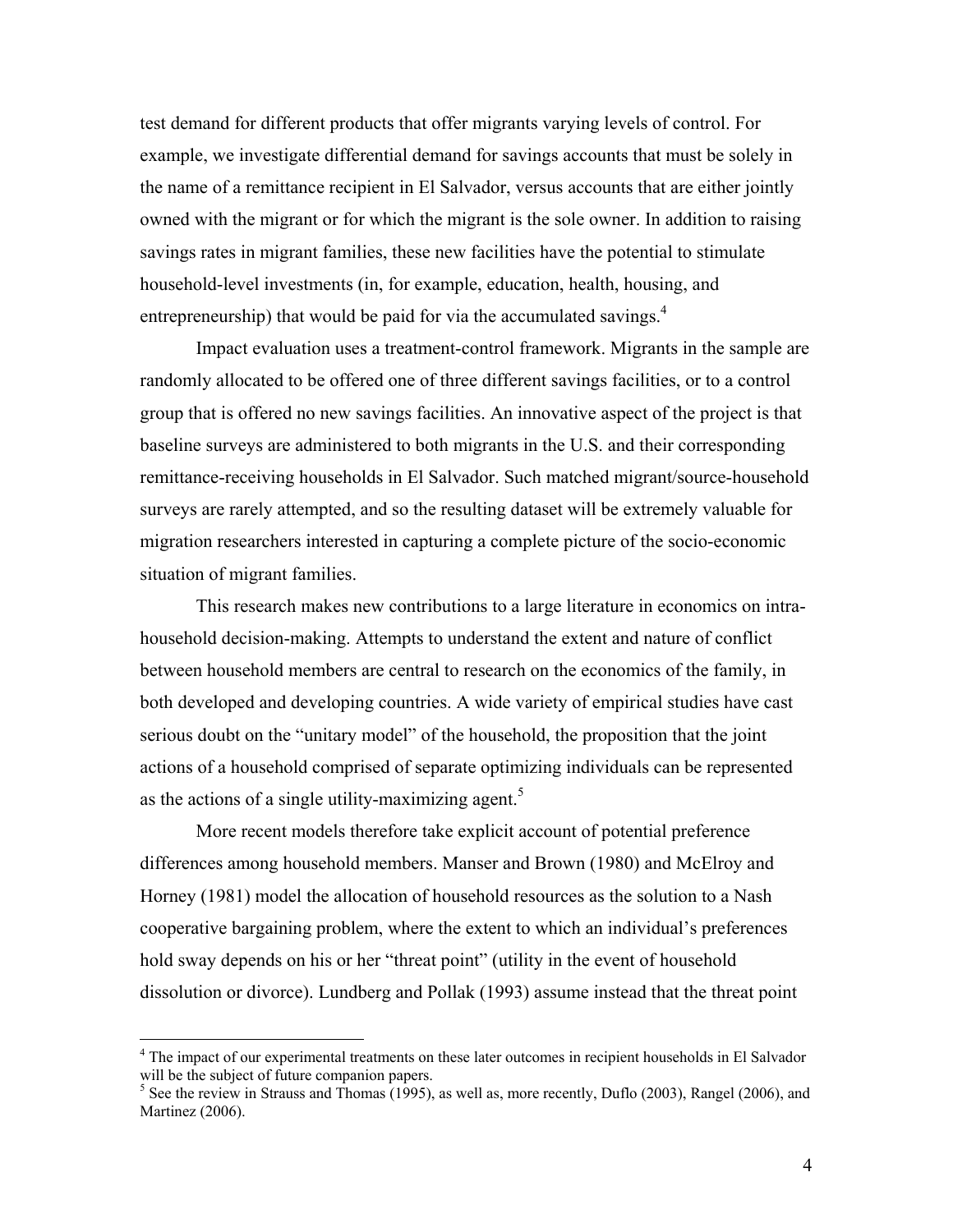test demand for different products that offer migrants varying levels of control. For example, we investigate differential demand for savings accounts that must be solely in the name of a remittance recipient in El Salvador, versus accounts that are either jointly owned with the migrant or for which the migrant is the sole owner. In addition to raising savings rates in migrant families, these new facilities have the potential to stimulate household-level investments (in, for example, education, health, housing, and entrepreneurship) that would be paid for via the accumulated savings.[4]

Impact evaluation uses a treatment-control framework. Migrants in the sample are randomly allocated to be offered one of three different savings facilities, or to a control group that is offered no new savings facilities. An innovative aspect of the project is that baseline surveys are administered to both migrants in the U.S. and their corresponding remittance-receiving households in El Salvador. Such matched migrant/source-household surveys are rarely attempted, and so the resulting dataset will be extremely valuable for migration researchers interested in capturing a complete picture of the socio-economic situation of migrant families.

This research makes new contributions to a large literature in economics on intra-household decision-making. Attempts to understand the extent and nature of conflict between household members are central to research on the economics of the family, in both developed and developing countries. A wide variety of empirical studies have cast serious doubt on the "unitary model" of the household, the proposition that the joint actions of a household comprised of separate optimizing individuals can be represented as the actions of a single utility-maximizing agent.[5]

More recent models therefore take explicit account of potential preference differences among household members. Manser and Brown (1980) and McElroy and Horney (1981) model the allocation of household resources as the solution to a Nash cooperative bargaining problem, where the extent to which an individual's preferences hold sway depends on his or her "threat point" (utility in the event of household dissolution or divorce). Lundberg and Pollak (1993) assume instead that the threat point

---

[4] The impact of our experimental treatments on these later outcomes in recipient households in El Salvador will be the subject of future companion papers.

[5] See the review in Strauss and Thomas (1995), as well as, more recently, Duflo (2003), Rangel (2006), and Martinez (2006).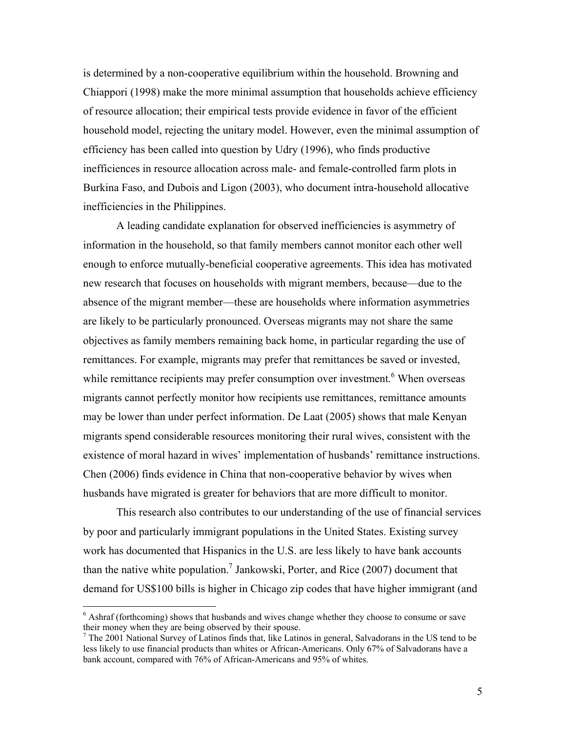is determined by a non-cooperative equilibrium within the household. Browning and Chiappori (1998) make the more minimal assumption that households achieve efficiency of resource allocation; their empirical tests provide evidence in favor of the efficient household model, rejecting the unitary model. However, even the minimal assumption of efficiency has been called into question by Udry (1996), who finds productive inefficiences in resource allocation across male- and female-controlled farm plots in Burkina Faso, and Dubois and Ligon (2003), who document intra-household allocative inefficiencies in the Philippines.

A leading candidate explanation for observed inefficiencies is asymmetry of information in the household, so that family members cannot monitor each other well enough to enforce mutually-beneficial cooperative agreements. This idea has motivated new research that focuses on households with migrant members, because—due to the absence of the migrant member—these are households where information asymmetries are likely to be particularly pronounced. Overseas migrants may not share the same objectives as family members remaining back home, in particular regarding the use of remittances. For example, migrants may prefer that remittances be saved or invested, while remittance recipients may prefer consumption over investment.[6] When overseas migrants cannot perfectly monitor how recipients use remittances, remittance amounts may be lower than under perfect information. De Laat (2005) shows that male Kenyan migrants spend considerable resources monitoring their rural wives, consistent with the existence of moral hazard in wives' implementation of husbands' remittance instructions. Chen (2006) finds evidence in China that non-cooperative behavior by wives when husbands have migrated is greater for behaviors that are more difficult to monitor.

This research also contributes to our understanding of the use of financial services by poor and particularly immigrant populations in the United States. Existing survey work has documented that Hispanics in the U.S. are less likely to have bank accounts than the native white population.[7] Jankowski, Porter, and Rice (2007) document that demand for US$100 bills is higher in Chicago zip codes that have higher immigrant (and

[6] Ashraf (forthcoming) shows that husbands and wives change whether they choose to consume or save their money when they are being observed by their spouse.

[7] The 2001 National Survey of Latinos finds that, like Latinos in general, Salvadorans in the US tend to be less likely to use financial products than whites or African-Americans. Only 67% of Salvadorans have a bank account, compared with 76% of African-Americans and 95% of whites.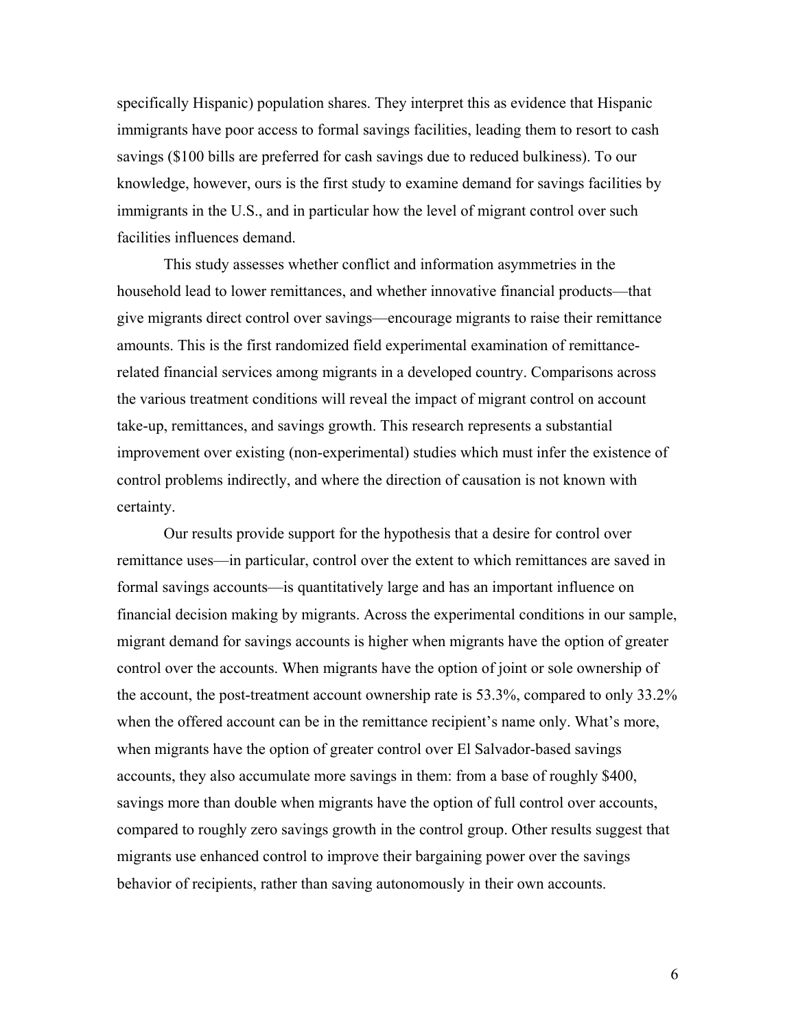specifically Hispanic) population shares. They interpret this as evidence that Hispanic immigrants have poor access to formal savings facilities, leading them to resort to cash savings ($100 bills are preferred for cash savings due to reduced bulkiness). To our knowledge, however, ours is the first study to examine demand for savings facilities by immigrants in the U.S., and in particular how the level of migrant control over such facilities influences demand.

This study assesses whether conflict and information asymmetries in the household lead to lower remittances, and whether innovative financial products—that give migrants direct control over savings—encourage migrants to raise their remittance amounts. This is the first randomized field experimental examination of remittance-related financial services among migrants in a developed country. Comparisons across the various treatment conditions will reveal the impact of migrant control on account take-up, remittances, and savings growth. This research represents a substantial improvement over existing (non-experimental) studies which must infer the existence of control problems indirectly, and where the direction of causation is not known with certainty.

Our results provide support for the hypothesis that a desire for control over remittance uses—in particular, control over the extent to which remittances are saved in formal savings accounts—is quantitatively large and has an important influence on financial decision making by migrants. Across the experimental conditions in our sample, migrant demand for savings accounts is higher when migrants have the option of greater control over the accounts. When migrants have the option of joint or sole ownership of the account, the post-treatment account ownership rate is 53.3%, compared to only 33.2% when the offered account can be in the remittance recipient's name only. What's more, when migrants have the option of greater control over El Salvador-based savings accounts, they also accumulate more savings in them: from a base of roughly $400, savings more than double when migrants have the option of full control over accounts, compared to roughly zero savings growth in the control group. Other results suggest that migrants use enhanced control to improve their bargaining power over the savings behavior of recipients, rather than saving autonomously in their own accounts.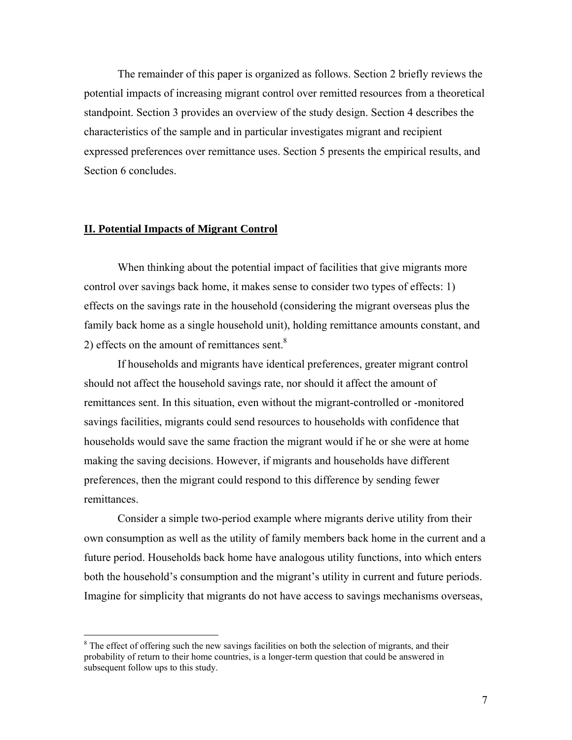The remainder of this paper is organized as follows. Section 2 briefly reviews the potential impacts of increasing migrant control over remitted resources from a theoretical standpoint. Section 3 provides an overview of the study design. Section 4 describes the characteristics of the sample and in particular investigates migrant and recipient expressed preferences over remittance uses. Section 5 presents the empirical results, and Section 6 concludes.

## II. Potential Impacts of Migrant Control

When thinking about the potential impact of facilities that give migrants more control over savings back home, it makes sense to consider two types of effects: 1) effects on the savings rate in the household (considering the migrant overseas plus the family back home as a single household unit), holding remittance amounts constant, and 2) effects on the amount of remittances sent.[8]

If households and migrants have identical preferences, greater migrant control should not affect the household savings rate, nor should it affect the amount of remittances sent. In this situation, even without the migrant-controlled or -monitored savings facilities, migrants could send resources to households with confidence that households would save the same fraction the migrant would if he or she were at home making the saving decisions. However, if migrants and households have different preferences, then the migrant could respond to this difference by sending fewer remittances.

Consider a simple two-period example where migrants derive utility from their own consumption as well as the utility of family members back home in the current and a future period. Households back home have analogous utility functions, into which enters both the household's consumption and the migrant's utility in current and future periods. Imagine for simplicity that migrants do not have access to savings mechanisms overseas,

[8] The effect of offering such the new savings facilities on both the selection of migrants, and their probability of return to their home countries, is a longer-term question that could be answered in subsequent follow ups to this study.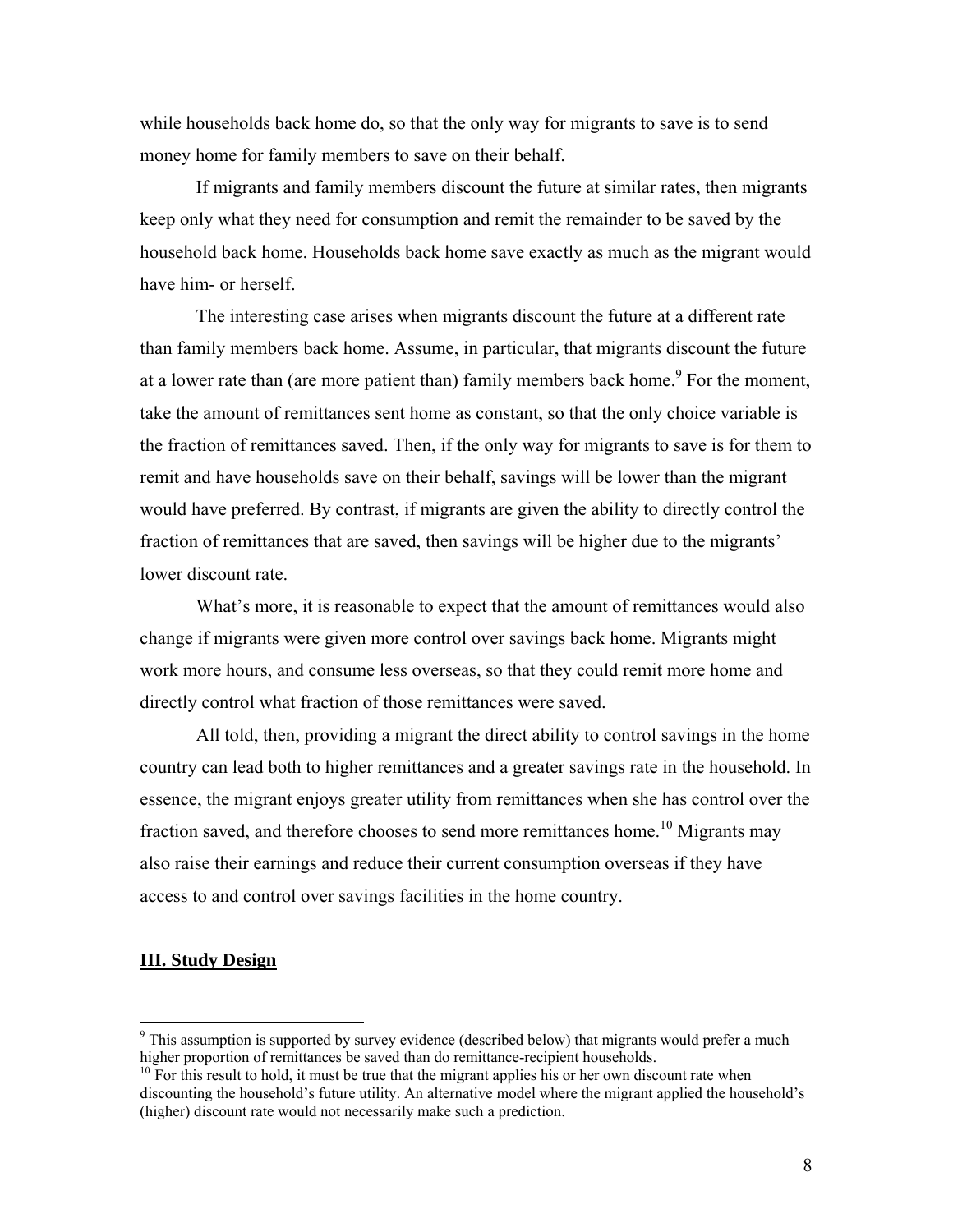while households back home do, so that the only way for migrants to save is to send money home for family members to save on their behalf.

If migrants and family members discount the future at similar rates, then migrants keep only what they need for consumption and remit the remainder to be saved by the household back home. Households back home save exactly as much as the migrant would have him- or herself.

The interesting case arises when migrants discount the future at a different rate than family members back home. Assume, in particular, that migrants discount the future at a lower rate than (are more patient than) family members back home.[9] For the moment, take the amount of remittances sent home as constant, so that the only choice variable is the fraction of remittances saved. Then, if the only way for migrants to save is for them to remit and have households save on their behalf, savings will be lower than the migrant would have preferred. By contrast, if migrants are given the ability to directly control the fraction of remittances that are saved, then savings will be higher due to the migrants' lower discount rate.

What's more, it is reasonable to expect that the amount of remittances would also change if migrants were given more control over savings back home. Migrants might work more hours, and consume less overseas, so that they could remit more home and directly control what fraction of those remittances were saved.

All told, then, providing a migrant the direct ability to control savings in the home country can lead both to higher remittances and a greater savings rate in the household. In essence, the migrant enjoys greater utility from remittances when she has control over the fraction saved, and therefore chooses to send more remittances home.[10] Migrants may also raise their earnings and reduce their current consumption overseas if they have access to and control over savings facilities in the home country.

## III. Study Design

[9] This assumption is supported by survey evidence (described below) that migrants would prefer a much higher proportion of remittances be saved than do remittance-recipient households.

[10] For this result to hold, it must be true that the migrant applies his or her own discount rate when discounting the household's future utility. An alternative model where the migrant applied the household's (higher) discount rate would not necessarily make such a prediction.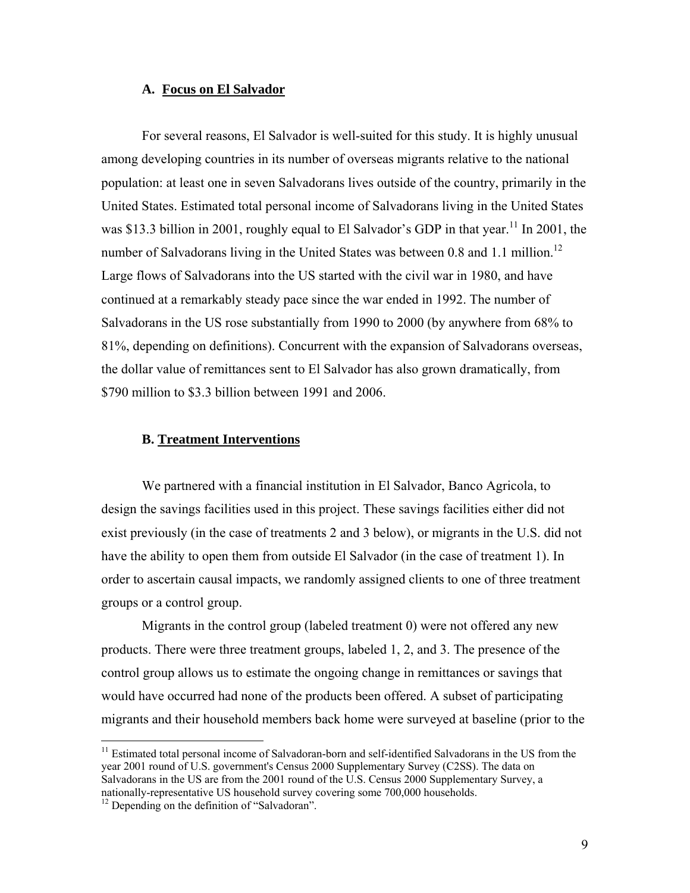### A. Focus on El Salvador

For several reasons, El Salvador is well-suited for this study. It is highly unusual among developing countries in its number of overseas migrants relative to the national population: at least one in seven Salvadorans lives outside of the country, primarily in the United States. Estimated total personal income of Salvadorans living in the United States was \$13.3 billion in 2001, roughly equal to El Salvador's GDP in that year.[11] In 2001, the number of Salvadorans living in the United States was between 0.8 and 1.1 million.[12] Large flows of Salvadorans into the US started with the civil war in 1980, and have continued at a remarkably steady pace since the war ended in 1992. The number of Salvadorans in the US rose substantially from 1990 to 2000 (by anywhere from 68% to 81%, depending on definitions). Concurrent with the expansion of Salvadorans overseas, the dollar value of remittances sent to El Salvador has also grown dramatically, from \$790 million to \$3.3 billion between 1991 and 2006.

### B. Treatment Interventions

We partnered with a financial institution in El Salvador, Banco Agricola, to design the savings facilities used in this project. These savings facilities either did not exist previously (in the case of treatments 2 and 3 below), or migrants in the U.S. did not have the ability to open them from outside El Salvador (in the case of treatment 1). In order to ascertain causal impacts, we randomly assigned clients to one of three treatment groups or a control group.

Migrants in the control group (labeled treatment 0) were not offered any new products. There were three treatment groups, labeled 1, 2, and 3. The presence of the control group allows us to estimate the ongoing change in remittances or savings that would have occurred had none of the products been offered. A subset of participating migrants and their household members back home were surveyed at baseline (prior to the

---

[11] Estimated total personal income of Salvadoran-born and self-identified Salvadorans in the US from the year 2001 round of U.S. government's Census 2000 Supplementary Survey (C2SS). The data on Salvadorans in the US are from the 2001 round of the U.S. Census 2000 Supplementary Survey, a nationally-representative US household survey covering some 700,000 households.

[12] Depending on the definition of "Salvadoran".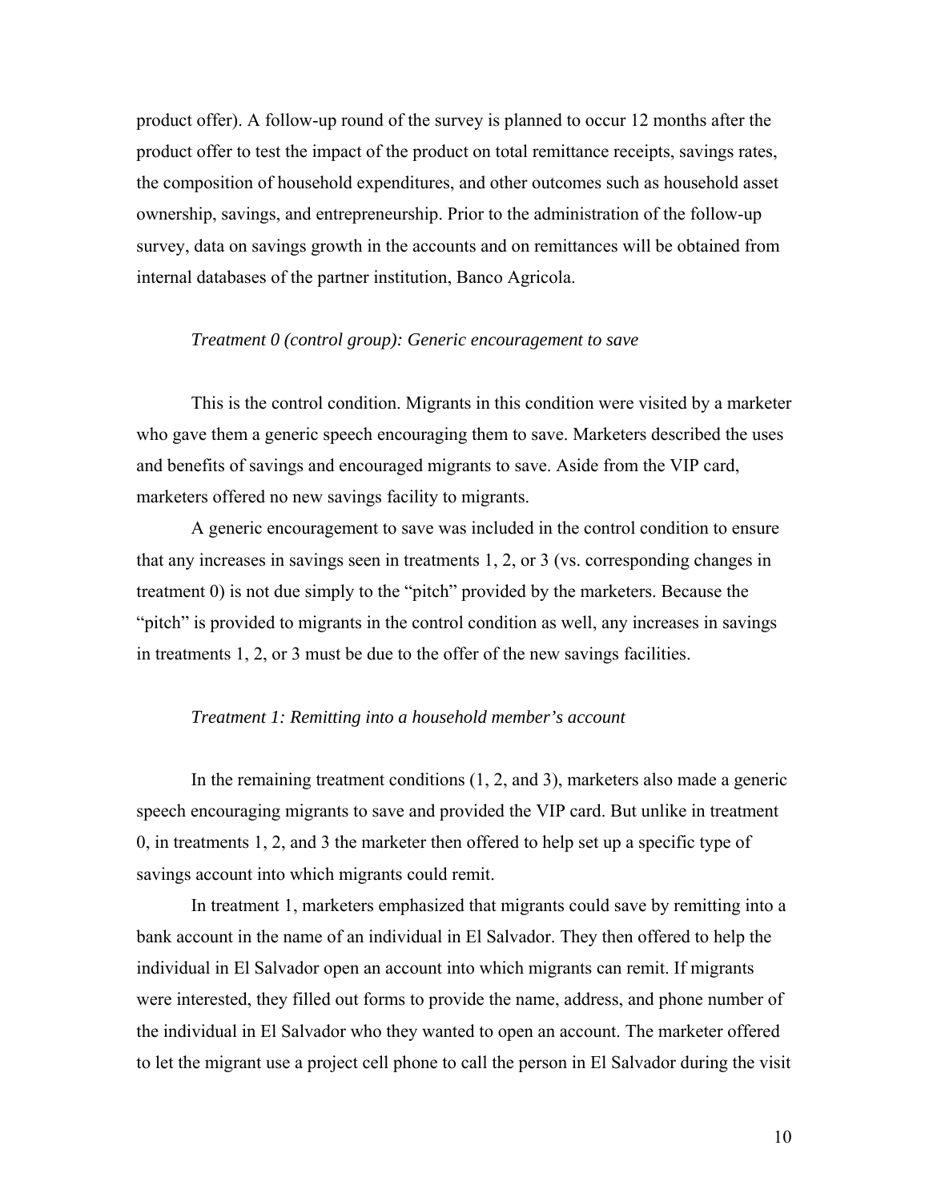product offer). A follow-up round of the survey is planned to occur 12 months after the product offer to test the impact of the product on total remittance receipts, savings rates, the composition of household expenditures, and other outcomes such as household asset ownership, savings, and entrepreneurship. Prior to the administration of the follow-up survey, data on savings growth in the accounts and on remittances will be obtained from internal databases of the partner institution, Banco Agricola.

*Treatment 0 (control group): Generic encouragement to save*

This is the control condition. Migrants in this condition were visited by a marketer who gave them a generic speech encouraging them to save. Marketers described the uses and benefits of savings and encouraged migrants to save. Aside from the VIP card, marketers offered no new savings facility to migrants.

A generic encouragement to save was included in the control condition to ensure that any increases in savings seen in treatments 1, 2, or 3 (vs. corresponding changes in treatment 0) is not due simply to the "pitch" provided by the marketers. Because the "pitch" is provided to migrants in the control condition as well, any increases in savings in treatments 1, 2, or 3 must be due to the offer of the new savings facilities.

*Treatment 1: Remitting into a household member's account*

In the remaining treatment conditions (1, 2, and 3), marketers also made a generic speech encouraging migrants to save and provided the VIP card. But unlike in treatment 0, in treatments 1, 2, and 3 the marketer then offered to help set up a specific type of savings account into which migrants could remit.

In treatment 1, marketers emphasized that migrants could save by remitting into a bank account in the name of an individual in El Salvador. They then offered to help the individual in El Salvador open an account into which migrants can remit. If migrants were interested, they filled out forms to provide the name, address, and phone number of the individual in El Salvador who they wanted to open an account. The marketer offered to let the migrant use a project cell phone to call the person in El Salvador during the visit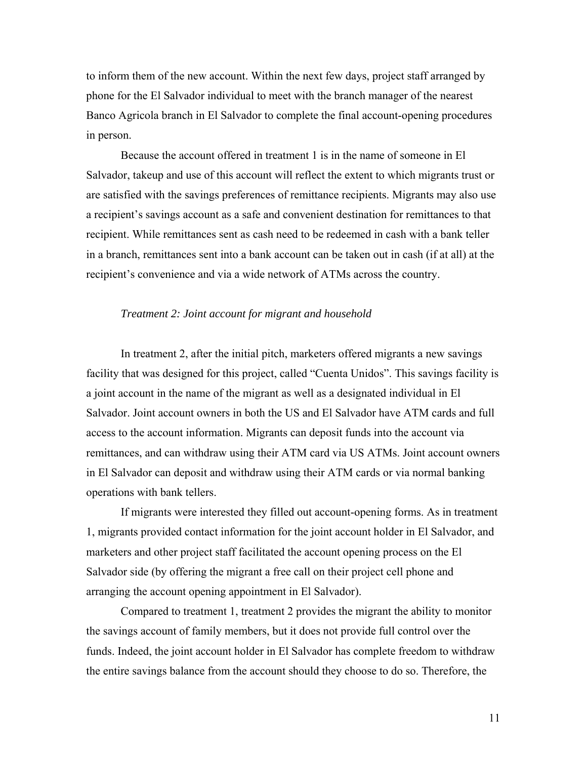to inform them of the new account. Within the next few days, project staff arranged by phone for the El Salvador individual to meet with the branch manager of the nearest Banco Agricola branch in El Salvador to complete the final account-opening procedures in person.

Because the account offered in treatment 1 is in the name of someone in El Salvador, takeup and use of this account will reflect the extent to which migrants trust or are satisfied with the savings preferences of remittance recipients. Migrants may also use a recipient's savings account as a safe and convenient destination for remittances to that recipient. While remittances sent as cash need to be redeemed in cash with a bank teller in a branch, remittances sent into a bank account can be taken out in cash (if at all) at the recipient's convenience and via a wide network of ATMs across the country.

*Treatment 2: Joint account for migrant and household*

In treatment 2, after the initial pitch, marketers offered migrants a new savings facility that was designed for this project, called "Cuenta Unidos". This savings facility is a joint account in the name of the migrant as well as a designated individual in El Salvador. Joint account owners in both the US and El Salvador have ATM cards and full access to the account information. Migrants can deposit funds into the account via remittances, and can withdraw using their ATM card via US ATMs. Joint account owners in El Salvador can deposit and withdraw using their ATM cards or via normal banking operations with bank tellers.

If migrants were interested they filled out account-opening forms. As in treatment 1, migrants provided contact information for the joint account holder in El Salvador, and marketers and other project staff facilitated the account opening process on the El Salvador side (by offering the migrant a free call on their project cell phone and arranging the account opening appointment in El Salvador).

Compared to treatment 1, treatment 2 provides the migrant the ability to monitor the savings account of family members, but it does not provide full control over the funds. Indeed, the joint account holder in El Salvador has complete freedom to withdraw the entire savings balance from the account should they choose to do so. Therefore, the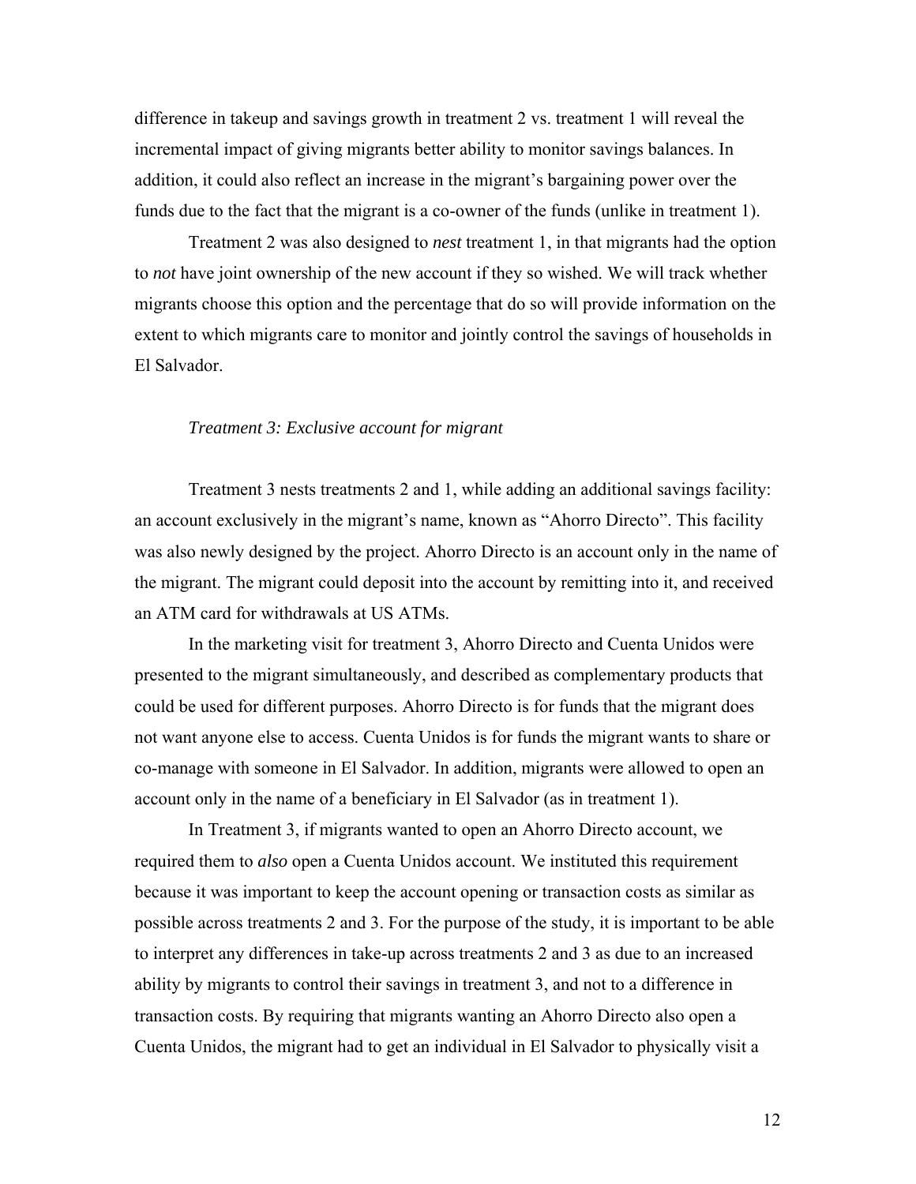difference in takeup and savings growth in treatment 2 vs. treatment 1 will reveal the incremental impact of giving migrants better ability to monitor savings balances. In addition, it could also reflect an increase in the migrant's bargaining power over the funds due to the fact that the migrant is a co-owner of the funds (unlike in treatment 1).

Treatment 2 was also designed to *nest* treatment 1, in that migrants had the option to *not* have joint ownership of the new account if they so wished. We will track whether migrants choose this option and the percentage that do so will provide information on the extent to which migrants care to monitor and jointly control the savings of households in El Salvador.

*Treatment 3: Exclusive account for migrant*

Treatment 3 nests treatments 2 and 1, while adding an additional savings facility: an account exclusively in the migrant's name, known as "Ahorro Directo". This facility was also newly designed by the project. Ahorro Directo is an account only in the name of the migrant. The migrant could deposit into the account by remitting into it, and received an ATM card for withdrawals at US ATMs.

In the marketing visit for treatment 3, Ahorro Directo and Cuenta Unidos were presented to the migrant simultaneously, and described as complementary products that could be used for different purposes. Ahorro Directo is for funds that the migrant does not want anyone else to access. Cuenta Unidos is for funds the migrant wants to share or co-manage with someone in El Salvador. In addition, migrants were allowed to open an account only in the name of a beneficiary in El Salvador (as in treatment 1).

In Treatment 3, if migrants wanted to open an Ahorro Directo account, we required them to *also* open a Cuenta Unidos account. We instituted this requirement because it was important to keep the account opening or transaction costs as similar as possible across treatments 2 and 3. For the purpose of the study, it is important to be able to interpret any differences in take-up across treatments 2 and 3 as due to an increased ability by migrants to control their savings in treatment 3, and not to a difference in transaction costs. By requiring that migrants wanting an Ahorro Directo also open a Cuenta Unidos, the migrant had to get an individual in El Salvador to physically visit a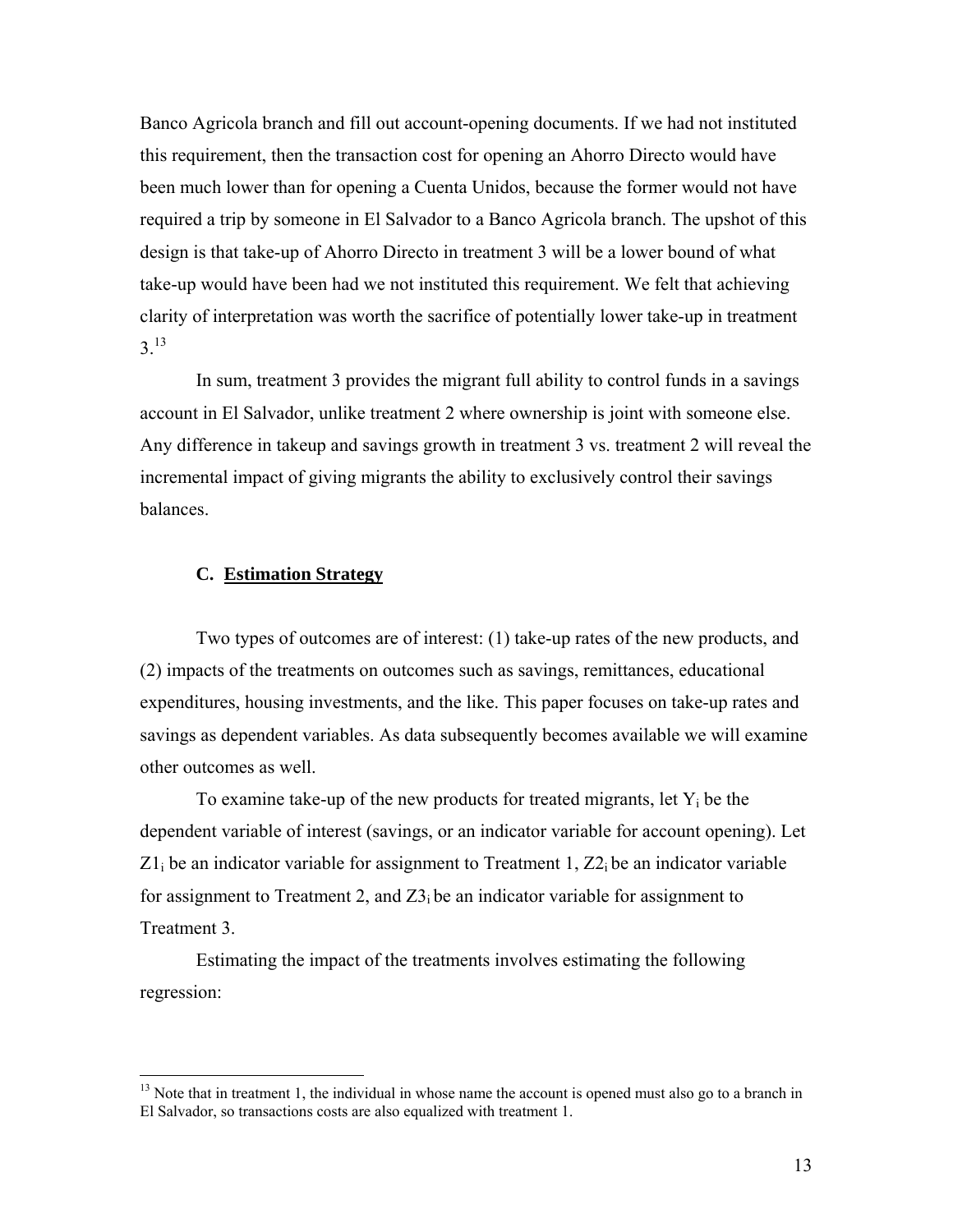Banco Agricola branch and fill out account-opening documents. If we had not instituted this requirement, then the transaction cost for opening an Ahorro Directo would have been much lower than for opening a Cuenta Unidos, because the former would not have required a trip by someone in El Salvador to a Banco Agricola branch. The upshot of this design is that take-up of Ahorro Directo in treatment 3 will be a lower bound of what take-up would have been had we not instituted this requirement. We felt that achieving clarity of interpretation was worth the sacrifice of potentially lower take-up in treatment 3.[13]

In sum, treatment 3 provides the migrant full ability to control funds in a savings account in El Salvador, unlike treatment 2 where ownership is joint with someone else. Any difference in takeup and savings growth in treatment 3 vs. treatment 2 will reveal the incremental impact of giving migrants the ability to exclusively control their savings balances.

### C. Estimation Strategy

Two types of outcomes are of interest: (1) take-up rates of the new products, and (2) impacts of the treatments on outcomes such as savings, remittances, educational expenditures, housing investments, and the like. This paper focuses on take-up rates and savings as dependent variables. As data subsequently becomes available we will examine other outcomes as well.

To examine take-up of the new products for treated migrants, let $Y_i$ be the dependent variable of interest (savings, or an indicator variable for account opening). Let $Z1_i$ be an indicator variable for assignment to Treatment 1, $Z2_i$ be an indicator variable for assignment to Treatment 2, and $Z3_i$ be an indicator variable for assignment to Treatment 3.

Estimating the impact of the treatments involves estimating the following regression:

[13] Note that in treatment 1, the individual in whose name the account is opened must also go to a branch in El Salvador, so transactions costs are also equalized with treatment 1.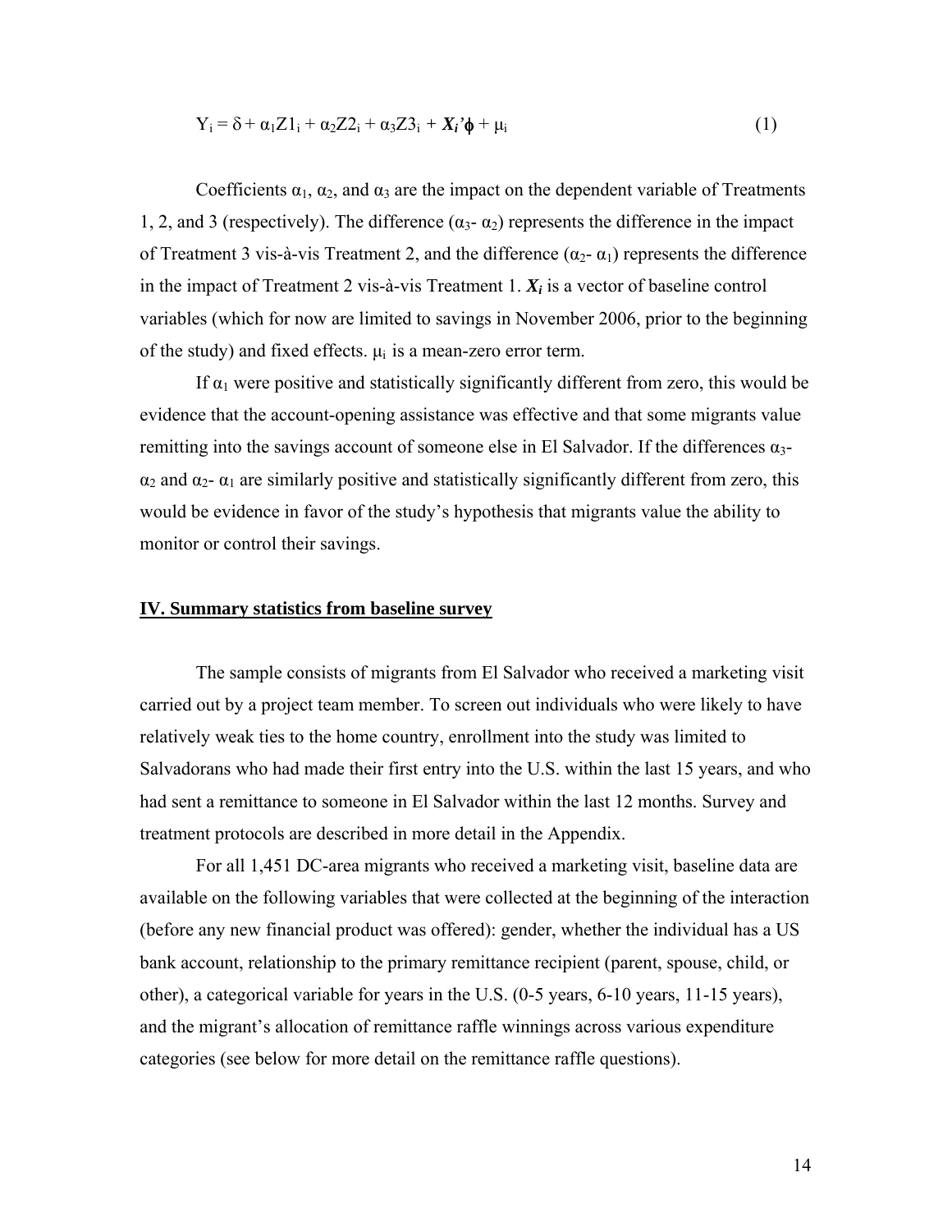$$Y_i = \delta + \alpha_1 Z1_i + \alpha_2 Z2_i + \alpha_3 Z3_i + \boldsymbol{X_i'}\phi + \mu_i \qquad (1)$$

Coefficients $\alpha_1$, $\alpha_2$, and $\alpha_3$ are the impact on the dependent variable of Treatments 1, 2, and 3 (respectively). The difference ($\alpha_3$- $\alpha_2$) represents the difference in the impact of Treatment 3 vis-à-vis Treatment 2, and the difference ($\alpha_2$- $\alpha_1$) represents the difference in the impact of Treatment 2 vis-à-vis Treatment 1. $\boldsymbol{X_i}$ is a vector of baseline control variables (which for now are limited to savings in November 2006, prior to the beginning of the study) and fixed effects. $\mu_i$ is a mean-zero error term.

If $\alpha_1$ were positive and statistically significantly different from zero, this would be evidence that the account-opening assistance was effective and that some migrants value remitting into the savings account of someone else in El Salvador. If the differences $\alpha_3$- $\alpha_2$ and $\alpha_2$- $\alpha_1$ are similarly positive and statistically significantly different from zero, this would be evidence in favor of the study's hypothesis that migrants value the ability to monitor or control their savings.

## IV. Summary statistics from baseline survey

The sample consists of migrants from El Salvador who received a marketing visit carried out by a project team member. To screen out individuals who were likely to have relatively weak ties to the home country, enrollment into the study was limited to Salvadorans who had made their first entry into the U.S. within the last 15 years, and who had sent a remittance to someone in El Salvador within the last 12 months. Survey and treatment protocols are described in more detail in the Appendix.

For all 1,451 DC-area migrants who received a marketing visit, baseline data are available on the following variables that were collected at the beginning of the interaction (before any new financial product was offered): gender, whether the individual has a US bank account, relationship to the primary remittance recipient (parent, spouse, child, or other), a categorical variable for years in the U.S. (0-5 years, 6-10 years, 11-15 years), and the migrant's allocation of remittance raffle winnings across various expenditure categories (see below for more detail on the remittance raffle questions).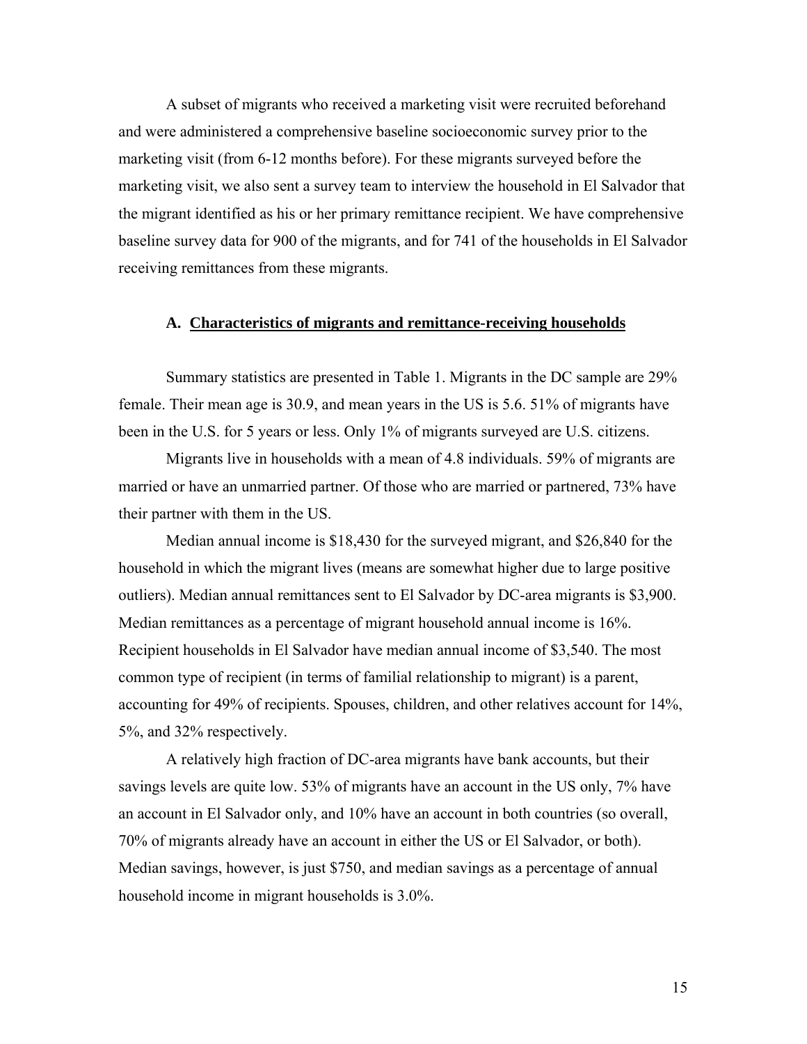A subset of migrants who received a marketing visit were recruited beforehand and were administered a comprehensive baseline socioeconomic survey prior to the marketing visit (from 6-12 months before). For these migrants surveyed before the marketing visit, we also sent a survey team to interview the household in El Salvador that the migrant identified as his or her primary remittance recipient. We have comprehensive baseline survey data for 900 of the migrants, and for 741 of the households in El Salvador receiving remittances from these migrants.

### A. Characteristics of migrants and remittance-receiving households

Summary statistics are presented in Table 1. Migrants in the DC sample are 29% female. Their mean age is 30.9, and mean years in the US is 5.6. 51% of migrants have been in the U.S. for 5 years or less. Only 1% of migrants surveyed are U.S. citizens.

Migrants live in households with a mean of 4.8 individuals. 59% of migrants are married or have an unmarried partner. Of those who are married or partnered, 73% have their partner with them in the US.

Median annual income is $18,430 for the surveyed migrant, and $26,840 for the household in which the migrant lives (means are somewhat higher due to large positive outliers). Median annual remittances sent to El Salvador by DC-area migrants is $3,900. Median remittances as a percentage of migrant household annual income is 16%. Recipient households in El Salvador have median annual income of $3,540. The most common type of recipient (in terms of familial relationship to migrant) is a parent, accounting for 49% of recipients. Spouses, children, and other relatives account for 14%, 5%, and 32% respectively.

A relatively high fraction of DC-area migrants have bank accounts, but their savings levels are quite low. 53% of migrants have an account in the US only, 7% have an account in El Salvador only, and 10% have an account in both countries (so overall, 70% of migrants already have an account in either the US or El Salvador, or both). Median savings, however, is just $750, and median savings as a percentage of annual household income in migrant households is 3.0%.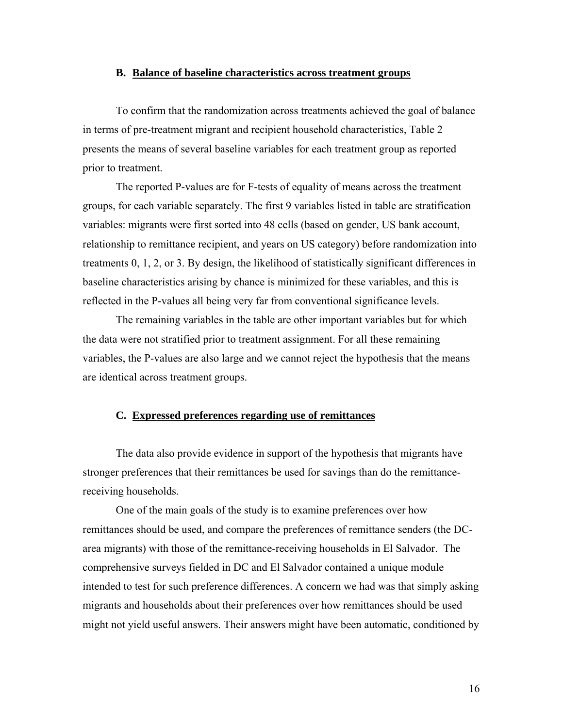### B. Balance of baseline characteristics across treatment groups

To confirm that the randomization across treatments achieved the goal of balance in terms of pre-treatment migrant and recipient household characteristics, Table 2 presents the means of several baseline variables for each treatment group as reported prior to treatment.

The reported P-values are for F-tests of equality of means across the treatment groups, for each variable separately. The first 9 variables listed in table are stratification variables: migrants were first sorted into 48 cells (based on gender, US bank account, relationship to remittance recipient, and years on US category) before randomization into treatments 0, 1, 2, or 3. By design, the likelihood of statistically significant differences in baseline characteristics arising by chance is minimized for these variables, and this is reflected in the P-values all being very far from conventional significance levels.

The remaining variables in the table are other important variables but for which the data were not stratified prior to treatment assignment. For all these remaining variables, the P-values are also large and we cannot reject the hypothesis that the means are identical across treatment groups.

### C. Expressed preferences regarding use of remittances

The data also provide evidence in support of the hypothesis that migrants have stronger preferences that their remittances be used for savings than do the remittance-receiving households.

One of the main goals of the study is to examine preferences over how remittances should be used, and compare the preferences of remittance senders (the DC-area migrants) with those of the remittance-receiving households in El Salvador. The comprehensive surveys fielded in DC and El Salvador contained a unique module intended to test for such preference differences. A concern we had was that simply asking migrants and households about their preferences over how remittances should be used might not yield useful answers. Their answers might have been automatic, conditioned by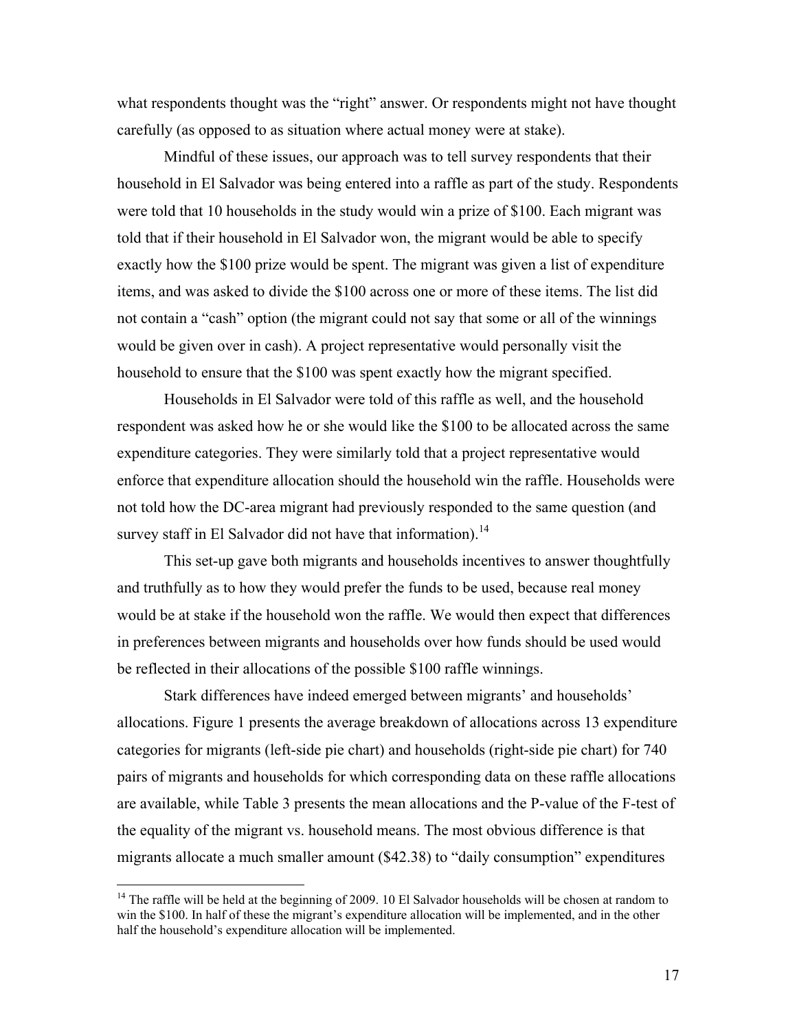what respondents thought was the "right" answer. Or respondents might not have thought carefully (as opposed to as situation where actual money were at stake).

Mindful of these issues, our approach was to tell survey respondents that their household in El Salvador was being entered into a raffle as part of the study. Respondents were told that 10 households in the study would win a prize of $100. Each migrant was told that if their household in El Salvador won, the migrant would be able to specify exactly how the $100 prize would be spent. The migrant was given a list of expenditure items, and was asked to divide the $100 across one or more of these items. The list did not contain a "cash" option (the migrant could not say that some or all of the winnings would be given over in cash). A project representative would personally visit the household to ensure that the $100 was spent exactly how the migrant specified.

Households in El Salvador were told of this raffle as well, and the household respondent was asked how he or she would like the $100 to be allocated across the same expenditure categories. They were similarly told that a project representative would enforce that expenditure allocation should the household win the raffle. Households were not told how the DC-area migrant had previously responded to the same question (and survey staff in El Salvador did not have that information).[14]

This set-up gave both migrants and households incentives to answer thoughtfully and truthfully as to how they would prefer the funds to be used, because real money would be at stake if the household won the raffle. We would then expect that differences in preferences between migrants and households over how funds should be used would be reflected in their allocations of the possible $100 raffle winnings.

Stark differences have indeed emerged between migrants' and households' allocations. Figure 1 presents the average breakdown of allocations across 13 expenditure categories for migrants (left-side pie chart) and households (right-side pie chart) for 740 pairs of migrants and households for which corresponding data on these raffle allocations are available, while Table 3 presents the mean allocations and the P-value of the F-test of the equality of the migrant vs. household means. The most obvious difference is that migrants allocate a much smaller amount ($42.38) to "daily consumption" expenditures

[14] The raffle will be held at the beginning of 2009. 10 El Salvador households will be chosen at random to win the $100. In half of these the migrant's expenditure allocation will be implemented, and in the other half the household's expenditure allocation will be implemented.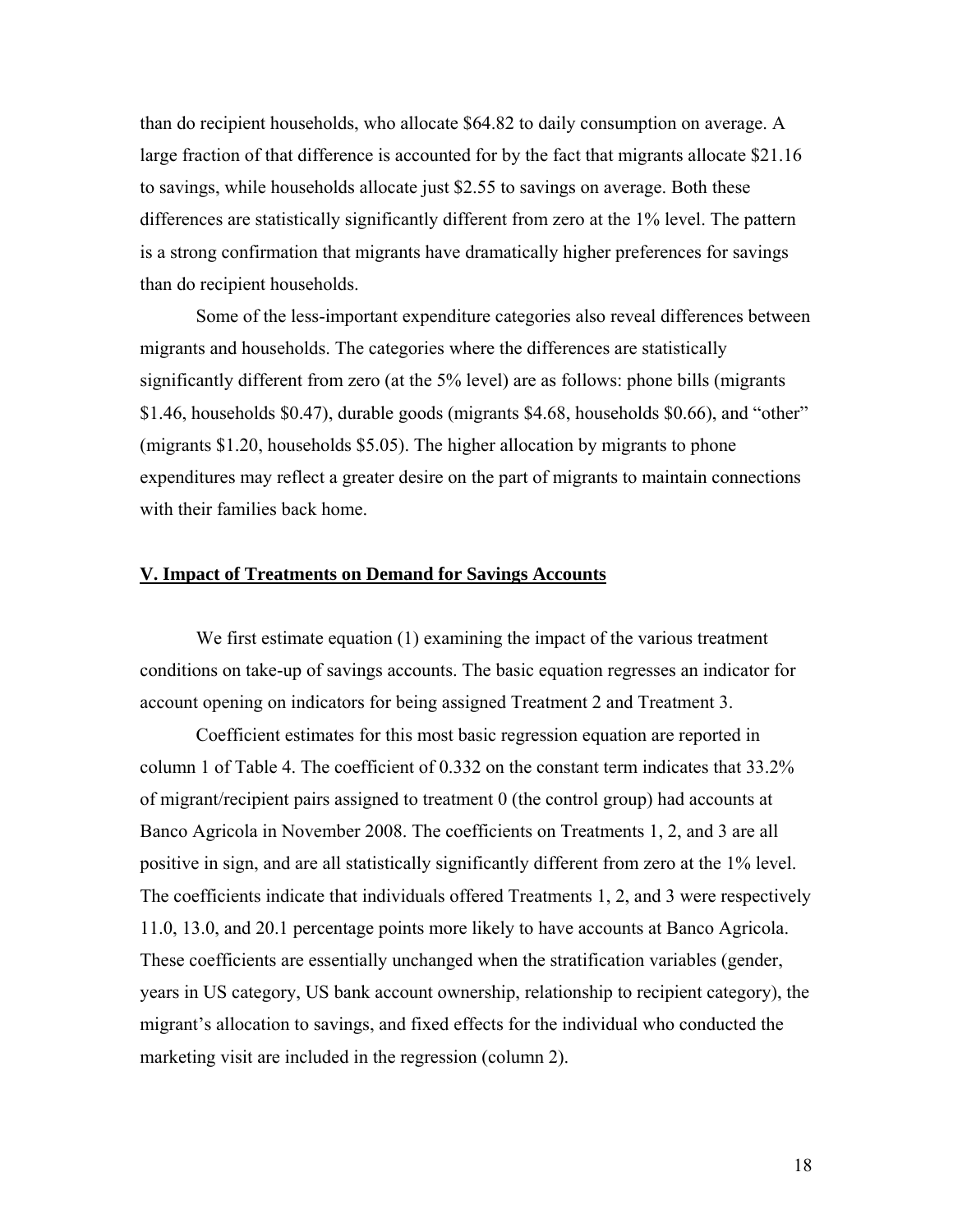than do recipient households, who allocate $64.82 to daily consumption on average. A large fraction of that difference is accounted for by the fact that migrants allocate $21.16 to savings, while households allocate just $2.55 to savings on average. Both these differences are statistically significantly different from zero at the 1% level. The pattern is a strong confirmation that migrants have dramatically higher preferences for savings than do recipient households.

Some of the less-important expenditure categories also reveal differences between migrants and households. The categories where the differences are statistically significantly different from zero (at the 5% level) are as follows: phone bills (migrants $1.46, households $0.47), durable goods (migrants $4.68, households $0.66), and "other" (migrants $1.20, households $5.05). The higher allocation by migrants to phone expenditures may reflect a greater desire on the part of migrants to maintain connections with their families back home.

## V. Impact of Treatments on Demand for Savings Accounts

We first estimate equation (1) examining the impact of the various treatment conditions on take-up of savings accounts. The basic equation regresses an indicator for account opening on indicators for being assigned Treatment 2 and Treatment 3.

Coefficient estimates for this most basic regression equation are reported in column 1 of Table 4. The coefficient of 0.332 on the constant term indicates that 33.2% of migrant/recipient pairs assigned to treatment 0 (the control group) had accounts at Banco Agricola in November 2008. The coefficients on Treatments 1, 2, and 3 are all positive in sign, and are all statistically significantly different from zero at the 1% level. The coefficients indicate that individuals offered Treatments 1, 2, and 3 were respectively 11.0, 13.0, and 20.1 percentage points more likely to have accounts at Banco Agricola. These coefficients are essentially unchanged when the stratification variables (gender, years in US category, US bank account ownership, relationship to recipient category), the migrant's allocation to savings, and fixed effects for the individual who conducted the marketing visit are included in the regression (column 2).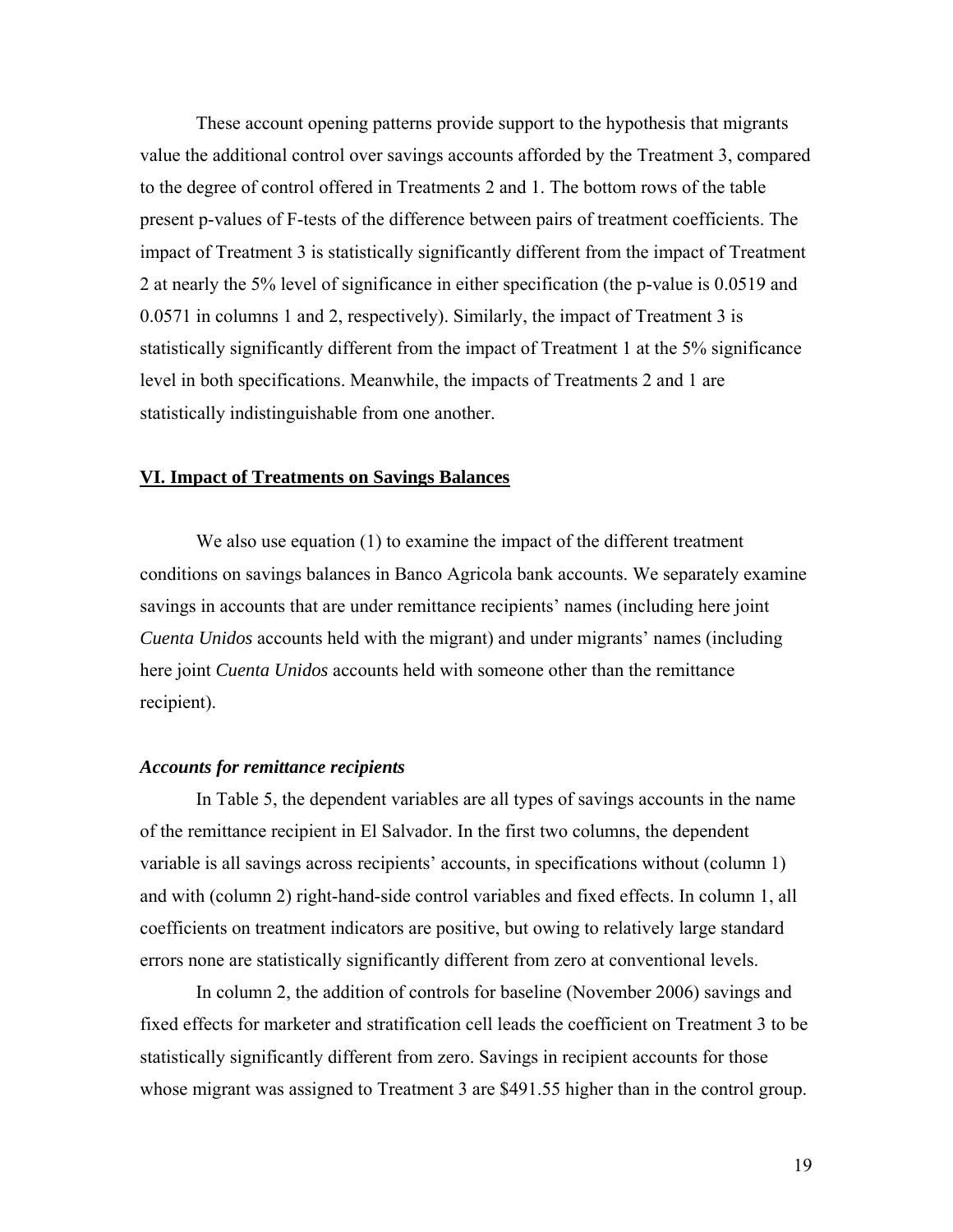These account opening patterns provide support to the hypothesis that migrants value the additional control over savings accounts afforded by the Treatment 3, compared to the degree of control offered in Treatments 2 and 1. The bottom rows of the table present p-values of F-tests of the difference between pairs of treatment coefficients. The impact of Treatment 3 is statistically significantly different from the impact of Treatment 2 at nearly the 5% level of significance in either specification (the p-value is 0.0519 and 0.0571 in columns 1 and 2, respectively). Similarly, the impact of Treatment 3 is statistically significantly different from the impact of Treatment 1 at the 5% significance level in both specifications. Meanwhile, the impacts of Treatments 2 and 1 are statistically indistinguishable from one another.

## VI. Impact of Treatments on Savings Balances

We also use equation (1) to examine the impact of the different treatment conditions on savings balances in Banco Agricola bank accounts. We separately examine savings in accounts that are under remittance recipients' names (including here joint *Cuenta Unidos* accounts held with the migrant) and under migrants' names (including here joint *Cuenta Unidos* accounts held with someone other than the remittance recipient).

### *Accounts for remittance recipients*

In Table 5, the dependent variables are all types of savings accounts in the name of the remittance recipient in El Salvador. In the first two columns, the dependent variable is all savings across recipients' accounts, in specifications without (column 1) and with (column 2) right-hand-side control variables and fixed effects. In column 1, all coefficients on treatment indicators are positive, but owing to relatively large standard errors none are statistically significantly different from zero at conventional levels.

In column 2, the addition of controls for baseline (November 2006) savings and fixed effects for marketer and stratification cell leads the coefficient on Treatment 3 to be statistically significantly different from zero. Savings in recipient accounts for those whose migrant was assigned to Treatment 3 are $491.55 higher than in the control group.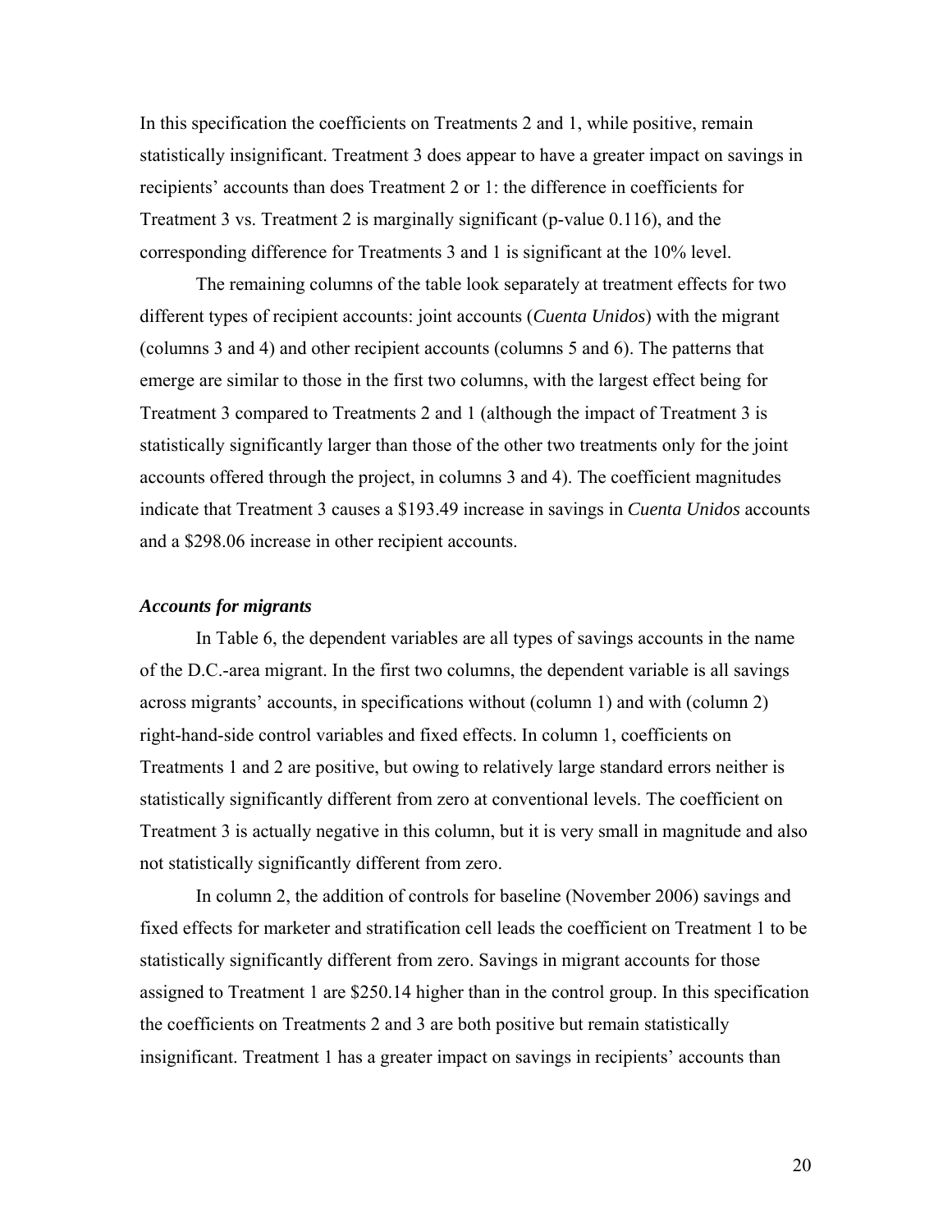In this specification the coefficients on Treatments 2 and 1, while positive, remain statistically insignificant. Treatment 3 does appear to have a greater impact on savings in recipients' accounts than does Treatment 2 or 1: the difference in coefficients for Treatment 3 vs. Treatment 2 is marginally significant (p-value 0.116), and the corresponding difference for Treatments 3 and 1 is significant at the 10% level.

The remaining columns of the table look separately at treatment effects for two different types of recipient accounts: joint accounts (*Cuenta Unidos*) with the migrant (columns 3 and 4) and other recipient accounts (columns 5 and 6). The patterns that emerge are similar to those in the first two columns, with the largest effect being for Treatment 3 compared to Treatments 2 and 1 (although the impact of Treatment 3 is statistically significantly larger than those of the other two treatments only for the joint accounts offered through the project, in columns 3 and 4). The coefficient magnitudes indicate that Treatment 3 causes a $193.49 increase in savings in *Cuenta Unidos* accounts and a $298.06 increase in other recipient accounts.

### *Accounts for migrants*

In Table 6, the dependent variables are all types of savings accounts in the name of the D.C.-area migrant. In the first two columns, the dependent variable is all savings across migrants' accounts, in specifications without (column 1) and with (column 2) right-hand-side control variables and fixed effects. In column 1, coefficients on Treatments 1 and 2 are positive, but owing to relatively large standard errors neither is statistically significantly different from zero at conventional levels. The coefficient on Treatment 3 is actually negative in this column, but it is very small in magnitude and also not statistically significantly different from zero.

In column 2, the addition of controls for baseline (November 2006) savings and fixed effects for marketer and stratification cell leads the coefficient on Treatment 1 to be statistically significantly different from zero. Savings in migrant accounts for those assigned to Treatment 1 are $250.14 higher than in the control group. In this specification the coefficients on Treatments 2 and 3 are both positive but remain statistically insignificant. Treatment 1 has a greater impact on savings in recipients' accounts than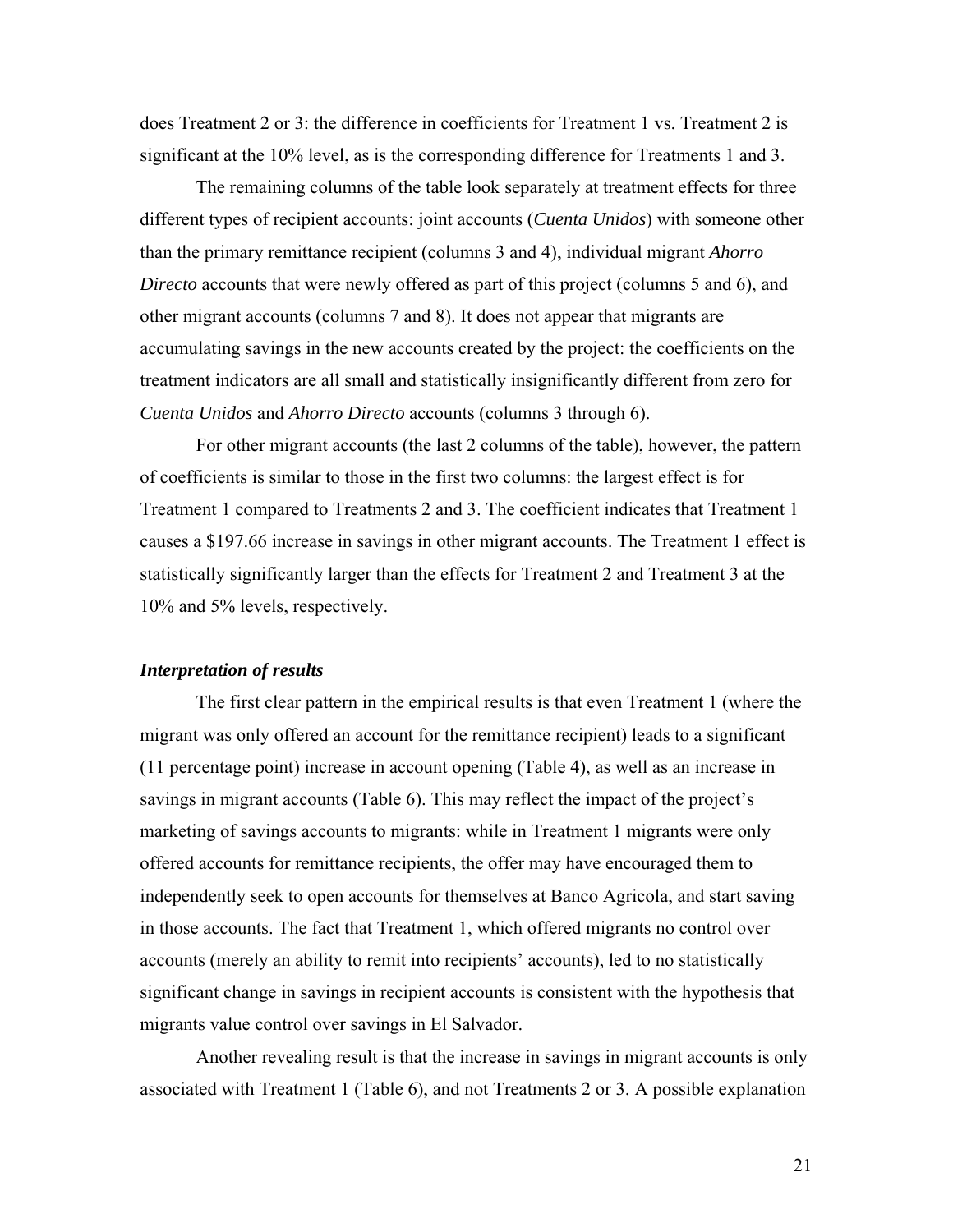does Treatment 2 or 3: the difference in coefficients for Treatment 1 vs. Treatment 2 is significant at the 10% level, as is the corresponding difference for Treatments 1 and 3.

The remaining columns of the table look separately at treatment effects for three different types of recipient accounts: joint accounts (*Cuenta Unidos*) with someone other than the primary remittance recipient (columns 3 and 4), individual migrant *Ahorro Directo* accounts that were newly offered as part of this project (columns 5 and 6), and other migrant accounts (columns 7 and 8). It does not appear that migrants are accumulating savings in the new accounts created by the project: the coefficients on the treatment indicators are all small and statistically insignificantly different from zero for *Cuenta Unidos* and *Ahorro Directo* accounts (columns 3 through 6).

For other migrant accounts (the last 2 columns of the table), however, the pattern of coefficients is similar to those in the first two columns: the largest effect is for Treatment 1 compared to Treatments 2 and 3. The coefficient indicates that Treatment 1 causes a \$197.66 increase in savings in other migrant accounts. The Treatment 1 effect is statistically significantly larger than the effects for Treatment 2 and Treatment 3 at the 10% and 5% levels, respectively.

### *Interpretation of results*

The first clear pattern in the empirical results is that even Treatment 1 (where the migrant was only offered an account for the remittance recipient) leads to a significant (11 percentage point) increase in account opening (Table 4), as well as an increase in savings in migrant accounts (Table 6). This may reflect the impact of the project's marketing of savings accounts to migrants: while in Treatment 1 migrants were only offered accounts for remittance recipients, the offer may have encouraged them to independently seek to open accounts for themselves at Banco Agricola, and start saving in those accounts. The fact that Treatment 1, which offered migrants no control over accounts (merely an ability to remit into recipients' accounts), led to no statistically significant change in savings in recipient accounts is consistent with the hypothesis that migrants value control over savings in El Salvador.

Another revealing result is that the increase in savings in migrant accounts is only associated with Treatment 1 (Table 6), and not Treatments 2 or 3. A possible explanation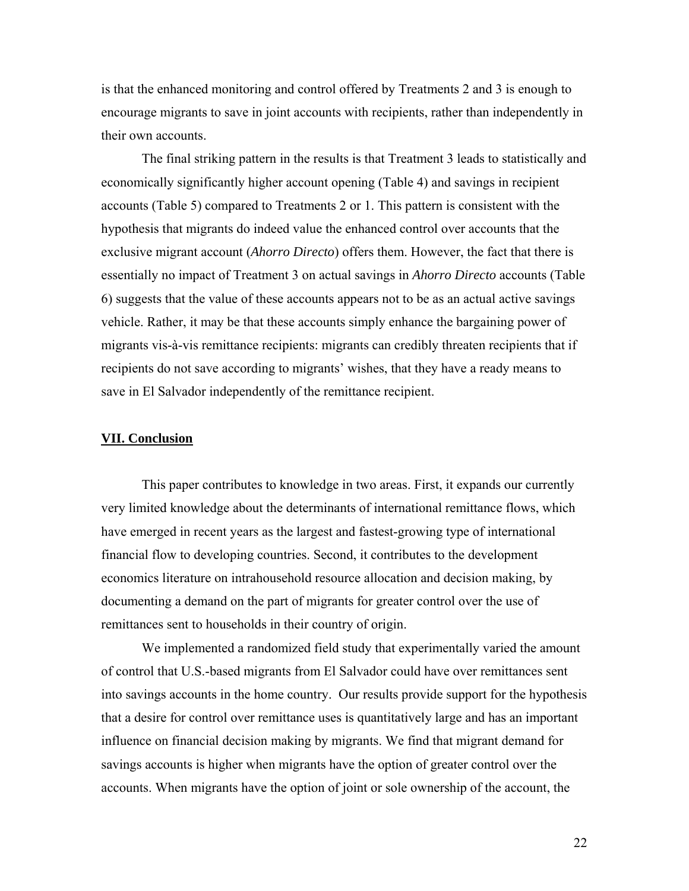is that the enhanced monitoring and control offered by Treatments 2 and 3 is enough to encourage migrants to save in joint accounts with recipients, rather than independently in their own accounts.

The final striking pattern in the results is that Treatment 3 leads to statistically and economically significantly higher account opening (Table 4) and savings in recipient accounts (Table 5) compared to Treatments 2 or 1. This pattern is consistent with the hypothesis that migrants do indeed value the enhanced control over accounts that the exclusive migrant account (*Ahorro Directo*) offers them. However, the fact that there is essentially no impact of Treatment 3 on actual savings in *Ahorro Directo* accounts (Table 6) suggests that the value of these accounts appears not to be as an actual active savings vehicle. Rather, it may be that these accounts simply enhance the bargaining power of migrants vis-à-vis remittance recipients: migrants can credibly threaten recipients that if recipients do not save according to migrants' wishes, that they have a ready means to save in El Salvador independently of the remittance recipient.

## VII. Conclusion

This paper contributes to knowledge in two areas. First, it expands our currently very limited knowledge about the determinants of international remittance flows, which have emerged in recent years as the largest and fastest-growing type of international financial flow to developing countries. Second, it contributes to the development economics literature on intrahousehold resource allocation and decision making, by documenting a demand on the part of migrants for greater control over the use of remittances sent to households in their country of origin.

We implemented a randomized field study that experimentally varied the amount of control that U.S.-based migrants from El Salvador could have over remittances sent into savings accounts in the home country. Our results provide support for the hypothesis that a desire for control over remittance uses is quantitatively large and has an important influence on financial decision making by migrants. We find that migrant demand for savings accounts is higher when migrants have the option of greater control over the accounts. When migrants have the option of joint or sole ownership of the account, the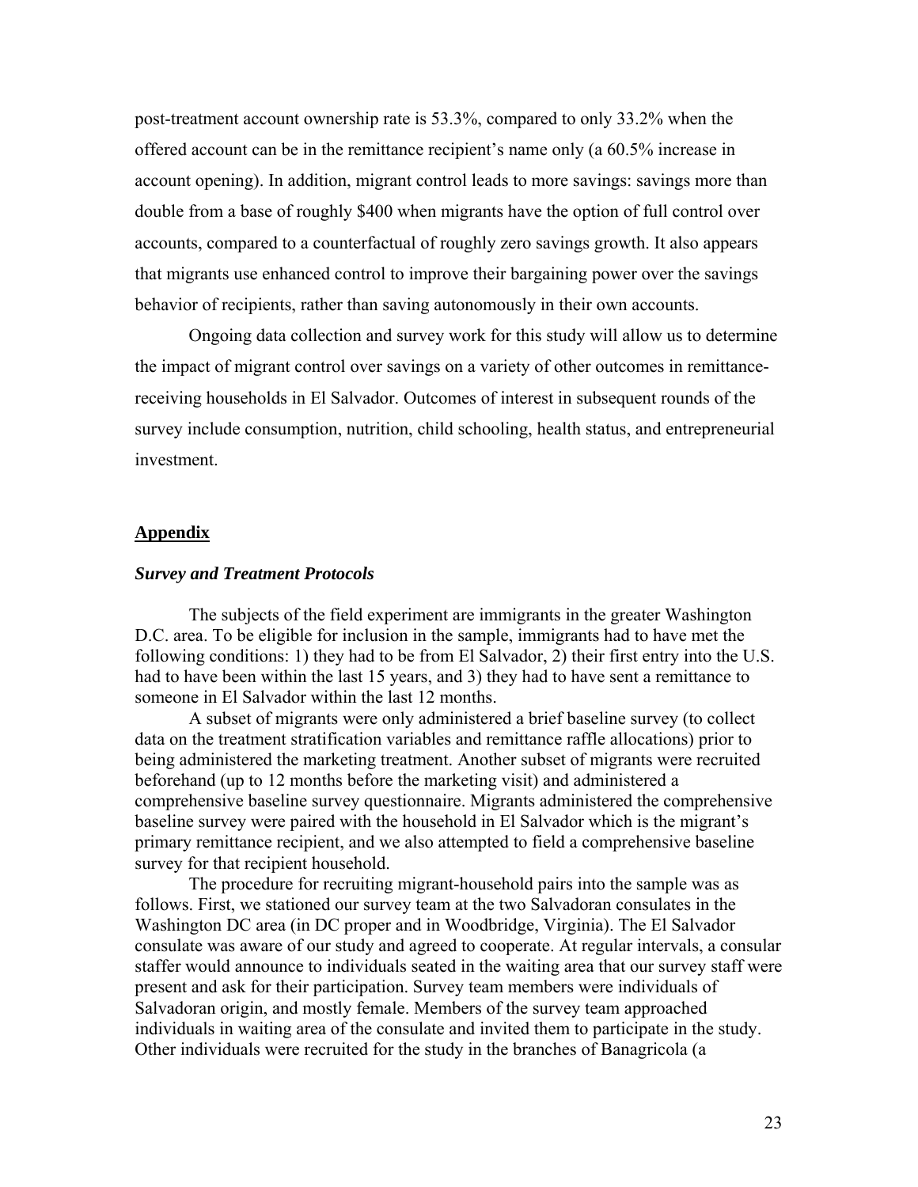post-treatment account ownership rate is 53.3%, compared to only 33.2% when the offered account can be in the remittance recipient's name only (a 60.5% increase in account opening). In addition, migrant control leads to more savings: savings more than double from a base of roughly $400 when migrants have the option of full control over accounts, compared to a counterfactual of roughly zero savings growth. It also appears that migrants use enhanced control to improve their bargaining power over the savings behavior of recipients, rather than saving autonomously in their own accounts.

Ongoing data collection and survey work for this study will allow us to determine the impact of migrant control over savings on a variety of other outcomes in remittance-receiving households in El Salvador. Outcomes of interest in subsequent rounds of the survey include consumption, nutrition, child schooling, health status, and entrepreneurial investment.

## Appendix

### *Survey and Treatment Protocols*

The subjects of the field experiment are immigrants in the greater Washington D.C. area. To be eligible for inclusion in the sample, immigrants had to have met the following conditions: 1) they had to be from El Salvador, 2) their first entry into the U.S. had to have been within the last 15 years, and 3) they had to have sent a remittance to someone in El Salvador within the last 12 months.

A subset of migrants were only administered a brief baseline survey (to collect data on the treatment stratification variables and remittance raffle allocations) prior to being administered the marketing treatment. Another subset of migrants were recruited beforehand (up to 12 months before the marketing visit) and administered a comprehensive baseline survey questionnaire. Migrants administered the comprehensive baseline survey were paired with the household in El Salvador which is the migrant's primary remittance recipient, and we also attempted to field a comprehensive baseline survey for that recipient household.

The procedure for recruiting migrant-household pairs into the sample was as follows. First, we stationed our survey team at the two Salvadoran consulates in the Washington DC area (in DC proper and in Woodbridge, Virginia). The El Salvador consulate was aware of our study and agreed to cooperate. At regular intervals, a consular staffer would announce to individuals seated in the waiting area that our survey staff were present and ask for their participation. Survey team members were individuals of Salvadoran origin, and mostly female. Members of the survey team approached individuals in waiting area of the consulate and invited them to participate in the study. Other individuals were recruited for the study in the branches of Banagricola (a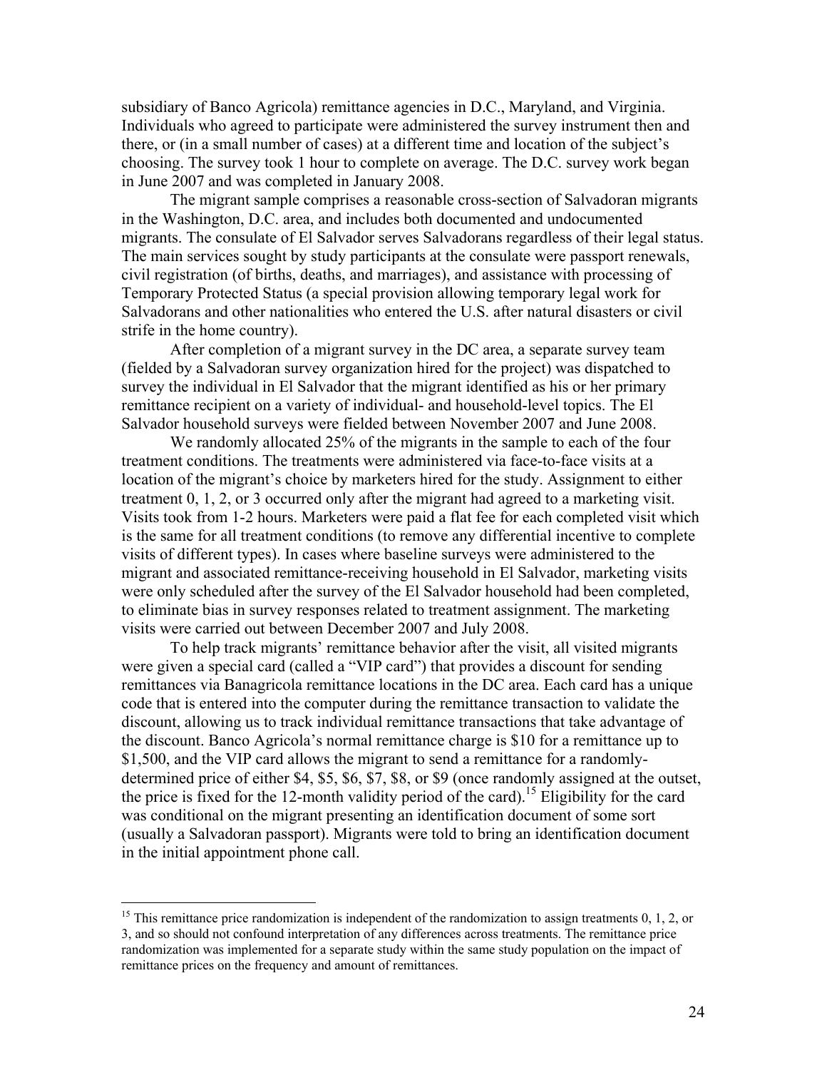subsidiary of Banco Agricola) remittance agencies in D.C., Maryland, and Virginia. Individuals who agreed to participate were administered the survey instrument then and there, or (in a small number of cases) at a different time and location of the subject's choosing. The survey took 1 hour to complete on average. The D.C. survey work began in June 2007 and was completed in January 2008.

The migrant sample comprises a reasonable cross-section of Salvadoran migrants in the Washington, D.C. area, and includes both documented and undocumented migrants. The consulate of El Salvador serves Salvadorans regardless of their legal status. The main services sought by study participants at the consulate were passport renewals, civil registration (of births, deaths, and marriages), and assistance with processing of Temporary Protected Status (a special provision allowing temporary legal work for Salvadorans and other nationalities who entered the U.S. after natural disasters or civil strife in the home country).

After completion of a migrant survey in the DC area, a separate survey team (fielded by a Salvadoran survey organization hired for the project) was dispatched to survey the individual in El Salvador that the migrant identified as his or her primary remittance recipient on a variety of individual- and household-level topics. The El Salvador household surveys were fielded between November 2007 and June 2008.

We randomly allocated 25% of the migrants in the sample to each of the four treatment conditions. The treatments were administered via face-to-face visits at a location of the migrant's choice by marketers hired for the study. Assignment to either treatment 0, 1, 2, or 3 occurred only after the migrant had agreed to a marketing visit. Visits took from 1-2 hours. Marketers were paid a flat fee for each completed visit which is the same for all treatment conditions (to remove any differential incentive to complete visits of different types). In cases where baseline surveys were administered to the migrant and associated remittance-receiving household in El Salvador, marketing visits were only scheduled after the survey of the El Salvador household had been completed, to eliminate bias in survey responses related to treatment assignment. The marketing visits were carried out between December 2007 and July 2008.

To help track migrants' remittance behavior after the visit, all visited migrants were given a special card (called a "VIP card") that provides a discount for sending remittances via Banagricola remittance locations in the DC area. Each card has a unique code that is entered into the computer during the remittance transaction to validate the discount, allowing us to track individual remittance transactions that take advantage of the discount. Banco Agricola's normal remittance charge is $10 for a remittance up to $1,500, and the VIP card allows the migrant to send a remittance for a randomly-determined price of either $4, $5, $6, $7, $8, or $9 (once randomly assigned at the outset, the price is fixed for the 12-month validity period of the card).[15] Eligibility for the card was conditional on the migrant presenting an identification document of some sort (usually a Salvadoran passport). Migrants were told to bring an identification document in the initial appointment phone call.

---

[15] This remittance price randomization is independent of the randomization to assign treatments 0, 1, 2, or 3, and so should not confound interpretation of any differences across treatments. The remittance price randomization was implemented for a separate study within the same study population on the impact of remittance prices on the frequency and amount of remittances.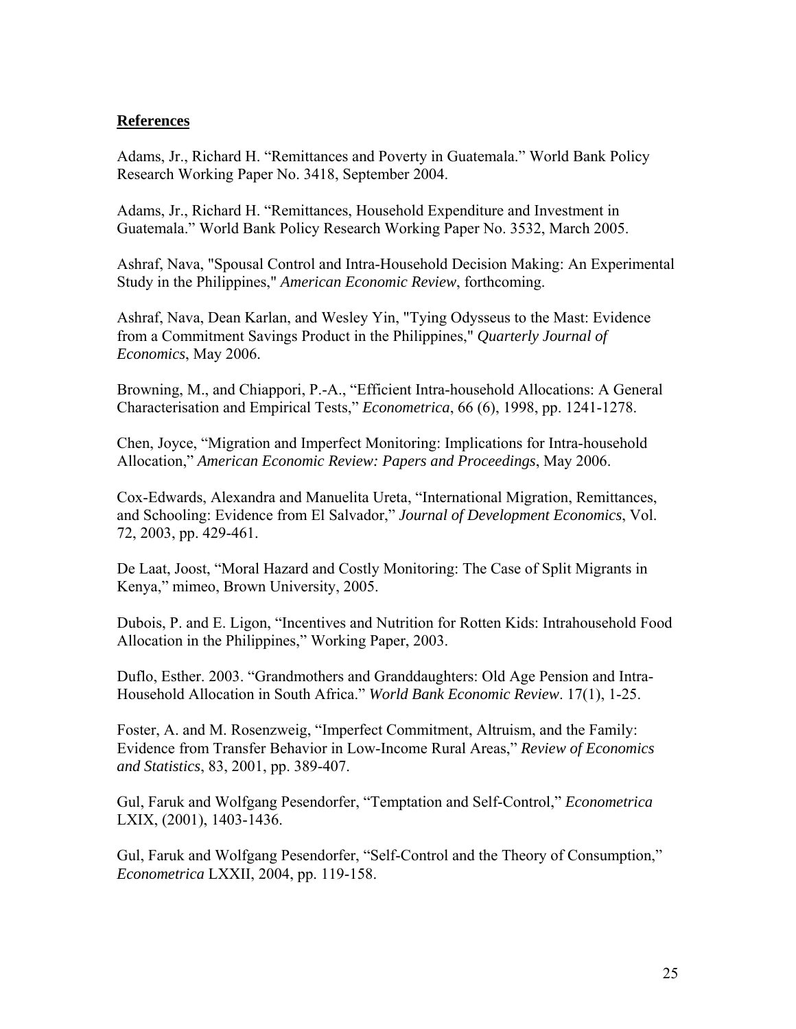## **References**

Adams, Jr., Richard H. "Remittances and Poverty in Guatemala." World Bank Policy Research Working Paper No. 3418, September 2004.

Adams, Jr., Richard H. "Remittances, Household Expenditure and Investment in Guatemala." World Bank Policy Research Working Paper No. 3532, March 2005.

Ashraf, Nava, "Spousal Control and Intra-Household Decision Making: An Experimental Study in the Philippines," *American Economic Review*, forthcoming.

Ashraf, Nava, Dean Karlan, and Wesley Yin, "Tying Odysseus to the Mast: Evidence from a Commitment Savings Product in the Philippines," *Quarterly Journal of Economics*, May 2006.

Browning, M., and Chiappori, P.-A., "Efficient Intra-household Allocations: A General Characterisation and Empirical Tests," *Econometrica*, 66 (6), 1998, pp. 1241-1278.

Chen, Joyce, "Migration and Imperfect Monitoring: Implications for Intra-household Allocation," *American Economic Review: Papers and Proceedings*, May 2006.

Cox-Edwards, Alexandra and Manuelita Ureta, "International Migration, Remittances, and Schooling: Evidence from El Salvador," *Journal of Development Economics*, Vol. 72, 2003, pp. 429-461.

De Laat, Joost, "Moral Hazard and Costly Monitoring: The Case of Split Migrants in Kenya," mimeo, Brown University, 2005.

Dubois, P. and E. Ligon, "Incentives and Nutrition for Rotten Kids: Intrahousehold Food Allocation in the Philippines," Working Paper, 2003.

Duflo, Esther. 2003. "Grandmothers and Granddaughters: Old Age Pension and Intra-Household Allocation in South Africa." *World Bank Economic Review*. 17(1), 1-25.

Foster, A. and M. Rosenzweig, "Imperfect Commitment, Altruism, and the Family: Evidence from Transfer Behavior in Low-Income Rural Areas," *Review of Economics and Statistics*, 83, 2001, pp. 389-407.

Gul, Faruk and Wolfgang Pesendorfer, "Temptation and Self-Control," *Econometrica* LXIX, (2001), 1403-1436.

Gul, Faruk and Wolfgang Pesendorfer, "Self-Control and the Theory of Consumption," *Econometrica* LXXII, 2004, pp. 119-158.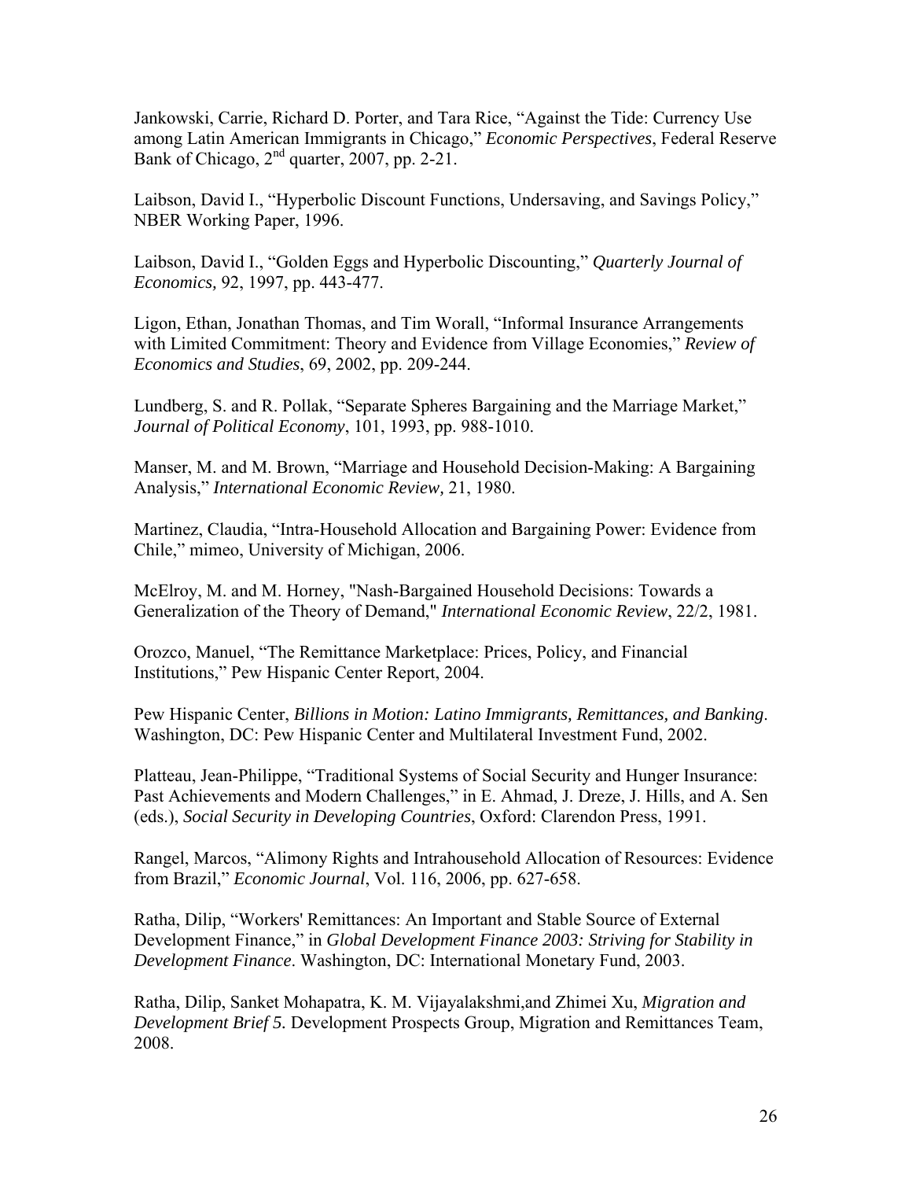Jankowski, Carrie, Richard D. Porter, and Tara Rice, "Against the Tide: Currency Use among Latin American Immigrants in Chicago," *Economic Perspectives*, Federal Reserve Bank of Chicago, 2nd quarter, 2007, pp. 2-21.

Laibson, David I., "Hyperbolic Discount Functions, Undersaving, and Savings Policy," NBER Working Paper, 1996.

Laibson, David I., "Golden Eggs and Hyperbolic Discounting," *Quarterly Journal of Economics,* 92, 1997, pp. 443-477.

Ligon, Ethan, Jonathan Thomas, and Tim Worall, "Informal Insurance Arrangements with Limited Commitment: Theory and Evidence from Village Economies," *Review of Economics and Studies*, 69, 2002, pp. 209-244.

Lundberg, S. and R. Pollak, "Separate Spheres Bargaining and the Marriage Market," *Journal of Political Economy*, 101, 1993, pp. 988-1010.

Manser, M. and M. Brown, "Marriage and Household Decision-Making: A Bargaining Analysis," *International Economic Review,* 21, 1980.

Martinez, Claudia, "Intra-Household Allocation and Bargaining Power: Evidence from Chile," mimeo, University of Michigan, 2006.

McElroy, M. and M. Horney, "Nash-Bargained Household Decisions: Towards a Generalization of the Theory of Demand," *International Economic Review*, 22/2, 1981.

Orozco, Manuel, "The Remittance Marketplace: Prices, Policy, and Financial Institutions," Pew Hispanic Center Report, 2004.

Pew Hispanic Center, *Billions in Motion: Latino Immigrants, Remittances, and Banking*. Washington, DC: Pew Hispanic Center and Multilateral Investment Fund, 2002.

Platteau, Jean-Philippe, "Traditional Systems of Social Security and Hunger Insurance: Past Achievements and Modern Challenges," in E. Ahmad, J. Dreze, J. Hills, and A. Sen (eds.), *Social Security in Developing Countries*, Oxford: Clarendon Press, 1991.

Rangel, Marcos, "Alimony Rights and Intrahousehold Allocation of Resources: Evidence from Brazil," *Economic Journal*, Vol. 116, 2006, pp. 627-658.

Ratha, Dilip, "Workers' Remittances: An Important and Stable Source of External Development Finance," in *Global Development Finance 2003: Striving for Stability in Development Finance*. Washington, DC: International Monetary Fund, 2003.

Ratha, Dilip, Sanket Mohapatra, K. M. Vijayalakshmi,and Zhimei Xu, *Migration and Development Brief 5.* Development Prospects Group, Migration and Remittances Team, 2008.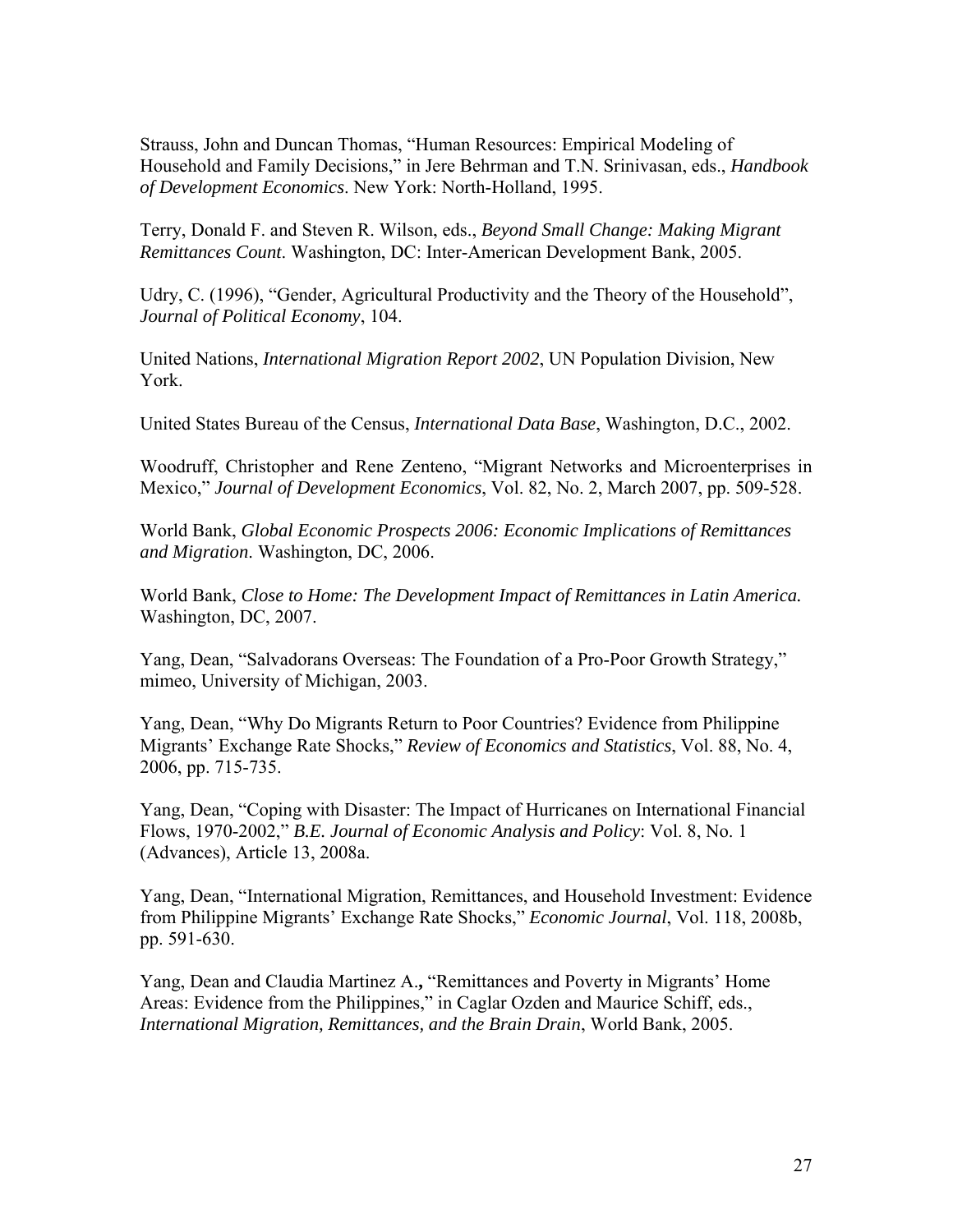Strauss, John and Duncan Thomas, “Human Resources: Empirical Modeling of Household and Family Decisions,” in Jere Behrman and T.N. Srinivasan, eds., *Handbook of Development Economics*. New York: North-Holland, 1995.

Terry, Donald F. and Steven R. Wilson, eds., *Beyond Small Change: Making Migrant Remittances Count*. Washington, DC: Inter-American Development Bank, 2005.

Udry, C. (1996), “Gender, Agricultural Productivity and the Theory of the Household”, *Journal of Political Economy*, 104.

United Nations, *International Migration Report 2002*, UN Population Division, New York.

United States Bureau of the Census, *International Data Base*, Washington, D.C., 2002.

Woodruff, Christopher and Rene Zenteno, “Migrant Networks and Microenterprises in Mexico,” *Journal of Development Economics*, Vol. 82, No. 2, March 2007, pp. 509-528.

World Bank, *Global Economic Prospects 2006: Economic Implications of Remittances and Migration*. Washington, DC, 2006.

World Bank, *Close to Home: The Development Impact of Remittances in Latin America.* Washington, DC, 2007.

Yang, Dean, “Salvadorans Overseas: The Foundation of a Pro-Poor Growth Strategy,” mimeo, University of Michigan, 2003.

Yang, Dean, “Why Do Migrants Return to Poor Countries? Evidence from Philippine Migrants’ Exchange Rate Shocks,” *Review of Economics and Statistics*, Vol. 88, No. 4, 2006, pp. 715-735.

Yang, Dean, “Coping with Disaster: The Impact of Hurricanes on International Financial Flows, 1970-2002,” *B.E. Journal of Economic Analysis and Policy*: Vol. 8, No. 1 (Advances), Article 13, 2008a.

Yang, Dean, “International Migration, Remittances, and Household Investment: Evidence from Philippine Migrants’ Exchange Rate Shocks,” *Economic Journal*, Vol. 118, 2008b, pp. 591-630.

Yang, Dean and Claudia Martinez A.**,** “Remittances and Poverty in Migrants’ Home Areas: Evidence from the Philippines,” in Caglar Ozden and Maurice Schiff, eds., *International Migration, Remittances, and the Brain Drain*, World Bank, 2005.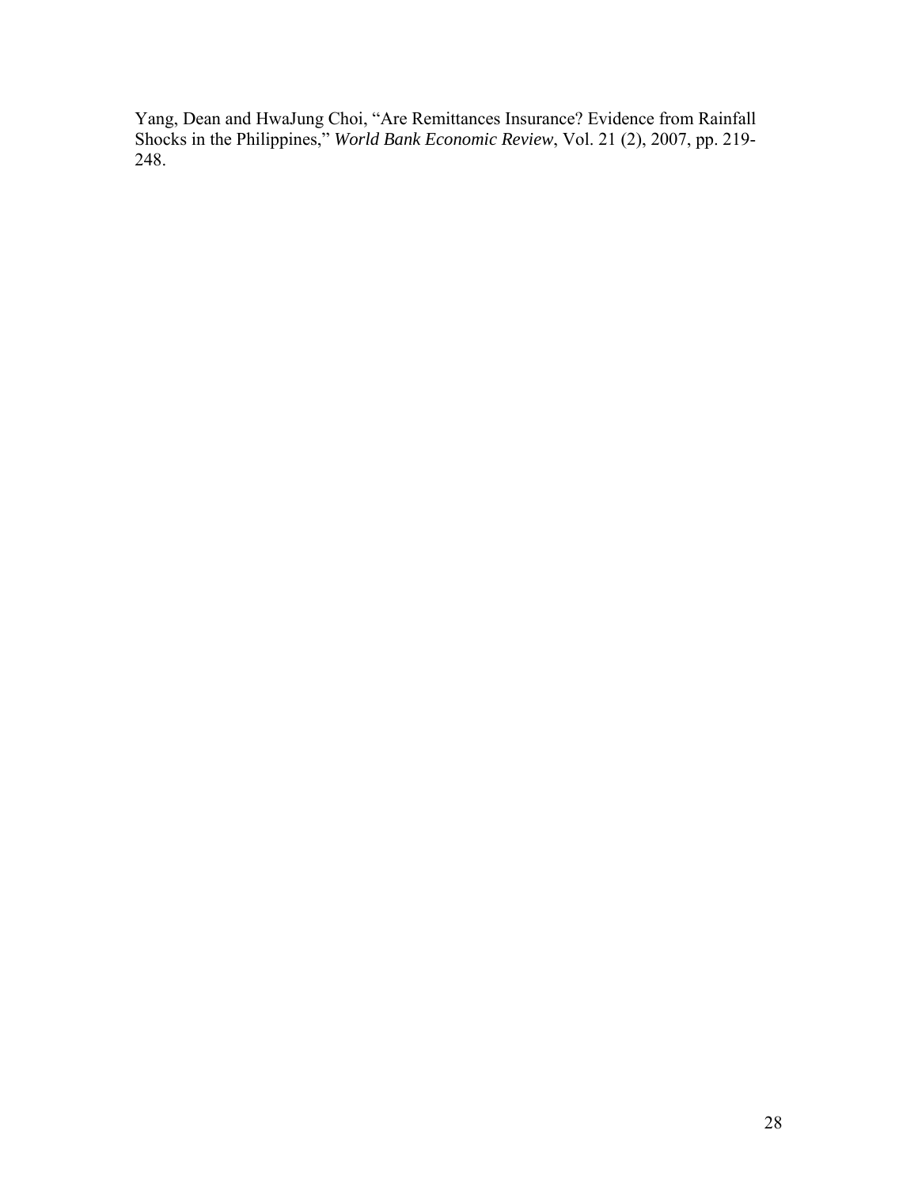Yang, Dean and HwaJung Choi, "Are Remittances Insurance? Evidence from Rainfall Shocks in the Philippines," *World Bank Economic Review*, Vol. 21 (2), 2007, pp. 219-248.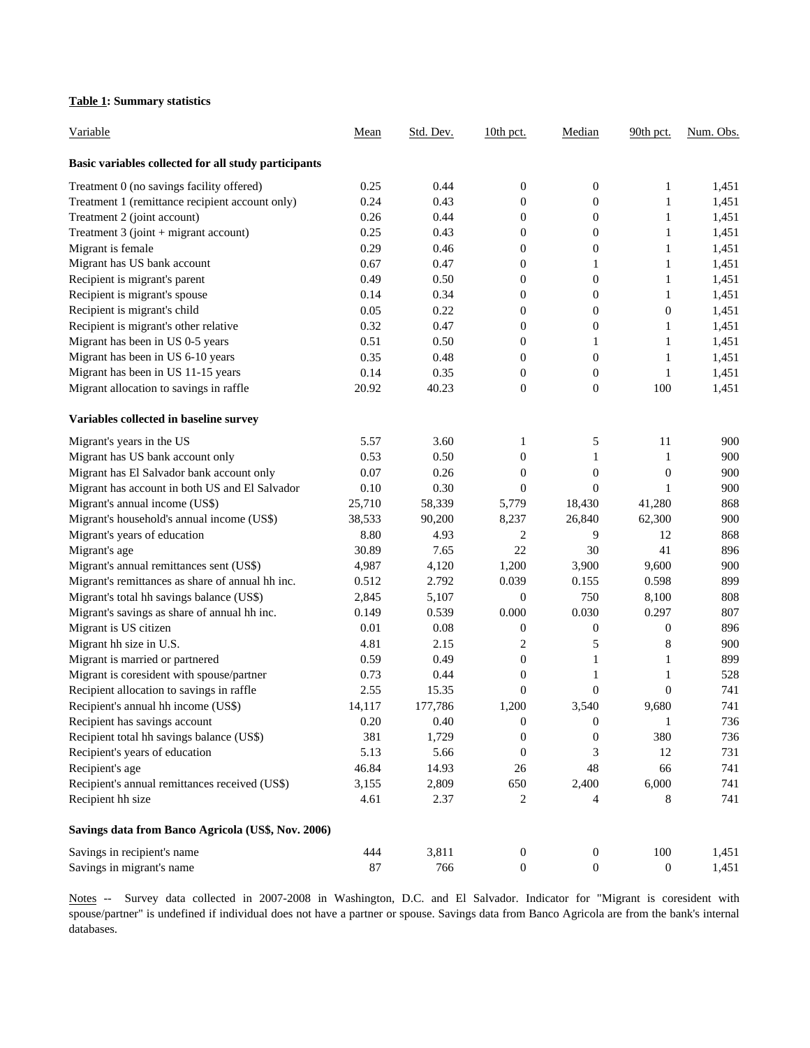**Table 1: Summary statistics**

| Variable | Mean | Std. Dev. | 10th pct. | Median | 90th pct. | Num. Obs. |
|---|---|---|---|---|---|---|
| **Basic variables collected for all study participants** | | | | | | |
| Treatment 0 (no savings facility offered) | 0.25 | 0.44 | 0 | 0 | 1 | 1,451 |
| Treatment 1 (remittance recipient account only) | 0.24 | 0.43 | 0 | 0 | 1 | 1,451 |
| Treatment 2 (joint account) | 0.26 | 0.44 | 0 | 0 | 1 | 1,451 |
| Treatment 3 (joint + migrant account) | 0.25 | 0.43 | 0 | 0 | 1 | 1,451 |
| Migrant is female | 0.29 | 0.46 | 0 | 0 | 1 | 1,451 |
| Migrant has US bank account | 0.67 | 0.47 | 0 | 1 | 1 | 1,451 |
| Recipient is migrant's parent | 0.49 | 0.50 | 0 | 0 | 1 | 1,451 |
| Recipient is migrant's spouse | 0.14 | 0.34 | 0 | 0 | 1 | 1,451 |
| Recipient is migrant's child | 0.05 | 0.22 | 0 | 0 | 0 | 1,451 |
| Recipient is migrant's other relative | 0.32 | 0.47 | 0 | 0 | 1 | 1,451 |
| Migrant has been in US 0-5 years | 0.51 | 0.50 | 0 | 1 | 1 | 1,451 |
| Migrant has been in US 6-10 years | 0.35 | 0.48 | 0 | 0 | 1 | 1,451 |
| Migrant has been in US 11-15 years | 0.14 | 0.35 | 0 | 0 | 1 | 1,451 |
| Migrant allocation to savings in raffle | 20.92 | 40.23 | 0 | 0 | 100 | 1,451 |
| **Variables collected in baseline survey** | | | | | | |
| Migrant's years in the US | 5.57 | 3.60 | 1 | 5 | 11 | 900 |
| Migrant has US bank account only | 0.53 | 0.50 | 0 | 1 | 1 | 900 |
| Migrant has El Salvador bank account only | 0.07 | 0.26 | 0 | 0 | 0 | 900 |
| Migrant has account in both US and El Salvador | 0.10 | 0.30 | 0 | 0 | 1 | 900 |
| Migrant's annual income (US$) | 25,710 | 58,339 | 5,779 | 18,430 | 41,280 | 868 |
| Migrant's household's annual income (US$) | 38,533 | 90,200 | 8,237 | 26,840 | 62,300 | 900 |
| Migrant's years of education | 8.80 | 4.93 | 2 | 9 | 12 | 868 |
| Migrant's age | 30.89 | 7.65 | 22 | 30 | 41 | 896 |
| Migrant's annual remittances sent (US$) | 4,987 | 4,120 | 1,200 | 3,900 | 9,600 | 900 |
| Migrant's remittances as share of annual hh inc. | 0.512 | 2.792 | 0.039 | 0.155 | 0.598 | 899 |
| Migrant's total hh savings balance (US$) | 2,845 | 5,107 | 0 | 750 | 8,100 | 808 |
| Migrant's savings as share of annual hh inc. | 0.149 | 0.539 | 0.000 | 0.030 | 0.297 | 807 |
| Migrant is US citizen | 0.01 | 0.08 | 0 | 0 | 0 | 896 |
| Migrant hh size in U.S. | 4.81 | 2.15 | 2 | 5 | 8 | 900 |
| Migrant is married or partnered | 0.59 | 0.49 | 0 | 1 | 1 | 899 |
| Migrant is coresident with spouse/partner | 0.73 | 0.44 | 0 | 1 | 1 | 528 |
| Recipient allocation to savings in raffle | 2.55 | 15.35 | 0 | 0 | 0 | 741 |
| Recipient's annual hh income (US$) | 14,117 | 177,786 | 1,200 | 3,540 | 9,680 | 741 |
| Recipient has savings account | 0.20 | 0.40 | 0 | 0 | 1 | 736 |
| Recipient total hh savings balance (US$) | 381 | 1,729 | 0 | 0 | 380 | 736 |
| Recipient's years of education | 5.13 | 5.66 | 0 | 3 | 12 | 731 |
| Recipient's age | 46.84 | 14.93 | 26 | 48 | 66 | 741 |
| Recipient's annual remittances received (US$) | 3,155 | 2,809 | 650 | 2,400 | 6,000 | 741 |
| Recipient hh size | 4.61 | 2.37 | 2 | 4 | 8 | 741 |
| **Savings data from Banco Agricola (US$, Nov. 2006)** | | | | | | |
| Savings in recipient's name | 444 | 3,811 | 0 | 0 | 100 | 1,451 |
| Savings in migrant's name | 87 | 766 | 0 | 0 | 0 | 1,451 |

Notes -- Survey data collected in 2007-2008 in Washington, D.C. and El Salvador. Indicator for "Migrant is coresident with spouse/partner" is undefined if individual does not have a partner or spouse. Savings data from Banco Agricola are from the bank's internal databases.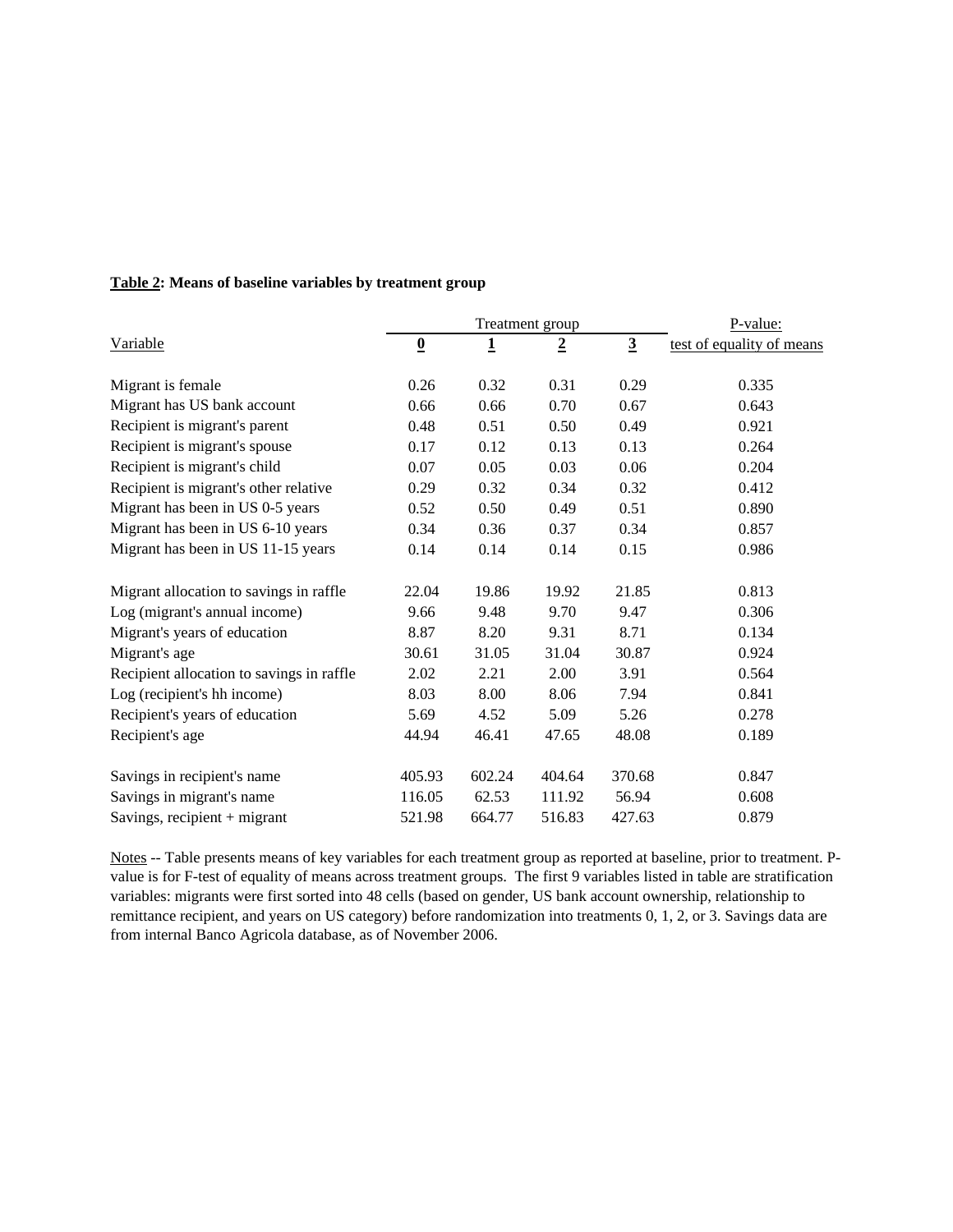**Table 2: Means of baseline variables by treatment group**

| Variable | Treatment group | | | | P-value: |
|---|---|---|---|---|---|
| | **0** | **1** | **2** | **3** | test of equality of means |
| Migrant is female | 0.26 | 0.32 | 0.31 | 0.29 | 0.335 |
| Migrant has US bank account | 0.66 | 0.66 | 0.70 | 0.67 | 0.643 |
| Recipient is migrant's parent | 0.48 | 0.51 | 0.50 | 0.49 | 0.921 |
| Recipient is migrant's spouse | 0.17 | 0.12 | 0.13 | 0.13 | 0.264 |
| Recipient is migrant's child | 0.07 | 0.05 | 0.03 | 0.06 | 0.204 |
| Recipient is migrant's other relative | 0.29 | 0.32 | 0.34 | 0.32 | 0.412 |
| Migrant has been in US 0-5 years | 0.52 | 0.50 | 0.49 | 0.51 | 0.890 |
| Migrant has been in US 6-10 years | 0.34 | 0.36 | 0.37 | 0.34 | 0.857 |
| Migrant has been in US 11-15 years | 0.14 | 0.14 | 0.14 | 0.15 | 0.986 |
| | | | | | |
| Migrant allocation to savings in raffle | 22.04 | 19.86 | 19.92 | 21.85 | 0.813 |
| Log (migrant's annual income) | 9.66 | 9.48 | 9.70 | 9.47 | 0.306 |
| Migrant's years of education | 8.87 | 8.20 | 9.31 | 8.71 | 0.134 |
| Migrant's age | 30.61 | 31.05 | 31.04 | 30.87 | 0.924 |
| Recipient allocation to savings in raffle | 2.02 | 2.21 | 2.00 | 3.91 | 0.564 |
| Log (recipient's hh income) | 8.03 | 8.00 | 8.06 | 7.94 | 0.841 |
| Recipient's years of education | 5.69 | 4.52 | 5.09 | 5.26 | 0.278 |
| Recipient's age | 44.94 | 46.41 | 47.65 | 48.08 | 0.189 |
| | | | | | |
| Savings in recipient's name | 405.93 | 602.24 | 404.64 | 370.68 | 0.847 |
| Savings in migrant's name | 116.05 | 62.53 | 111.92 | 56.94 | 0.608 |
| Savings, recipient + migrant | 521.98 | 664.77 | 516.83 | 427.63 | 0.879 |

Notes -- Table presents means of key variables for each treatment group as reported at baseline, prior to treatment. P-value is for F-test of equality of means across treatment groups. The first 9 variables listed in table are stratification variables: migrants were first sorted into 48 cells (based on gender, US bank account ownership, relationship to remittance recipient, and years on US category) before randomization into treatments 0, 1, 2, or 3. Savings data are from internal Banco Agricola database, as of November 2006.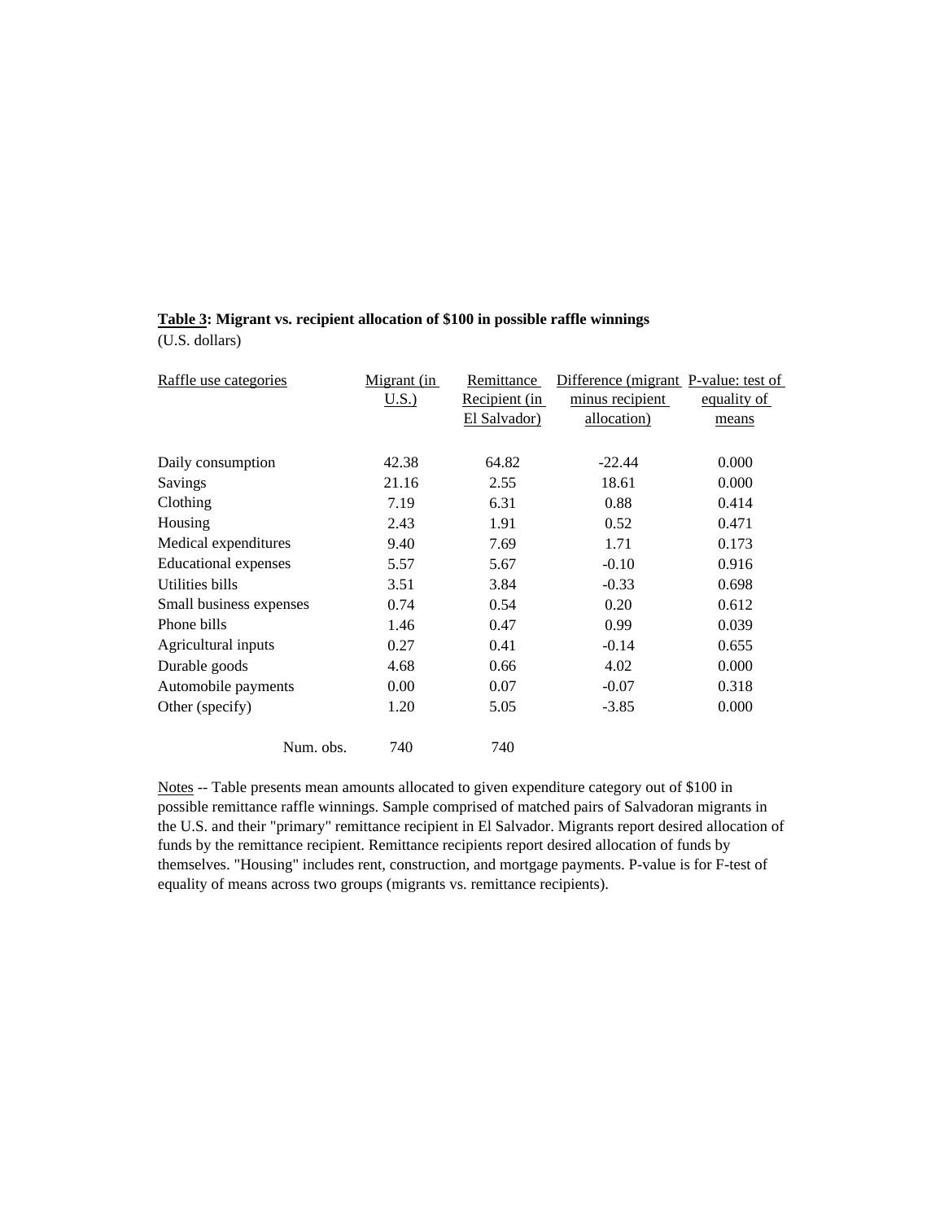**Table 3: Migrant vs. recipient allocation of $100 in possible raffle winnings**
(U.S. dollars)

| Raffle use categories | Migrant (in U.S.) | Remittance Recipient (in El Salvador) | Difference (migrant minus recipient allocation) | P-value: test of equality of means |
|---|---|---|---|---|
| Daily consumption | 42.38 | 64.82 | -22.44 | 0.000 |
| Savings | 21.16 | 2.55 | 18.61 | 0.000 |
| Clothing | 7.19 | 6.31 | 0.88 | 0.414 |
| Housing | 2.43 | 1.91 | 0.52 | 0.471 |
| Medical expenditures | 9.40 | 7.69 | 1.71 | 0.173 |
| Educational expenses | 5.57 | 5.67 | -0.10 | 0.916 |
| Utilities bills | 3.51 | 3.84 | -0.33 | 0.698 |
| Small business expenses | 0.74 | 0.54 | 0.20 | 0.612 |
| Phone bills | 1.46 | 0.47 | 0.99 | 0.039 |
| Agricultural inputs | 0.27 | 0.41 | -0.14 | 0.655 |
| Durable goods | 4.68 | 0.66 | 4.02 | 0.000 |
| Automobile payments | 0.00 | 0.07 | -0.07 | 0.318 |
| Other (specify) | 1.20 | 5.05 | -3.85 | 0.000 |
| Num. obs. | 740 | 740 | | |

Notes -- Table presents mean amounts allocated to given expenditure category out of $100 in possible remittance raffle winnings. Sample comprised of matched pairs of Salvadoran migrants in the U.S. and their "primary" remittance recipient in El Salvador. Migrants report desired allocation of funds by the remittance recipient. Remittance recipients report desired allocation of funds by themselves. "Housing" includes rent, construction, and mortgage payments. P-value is for F-test of equality of means across two groups (migrants vs. remittance recipients).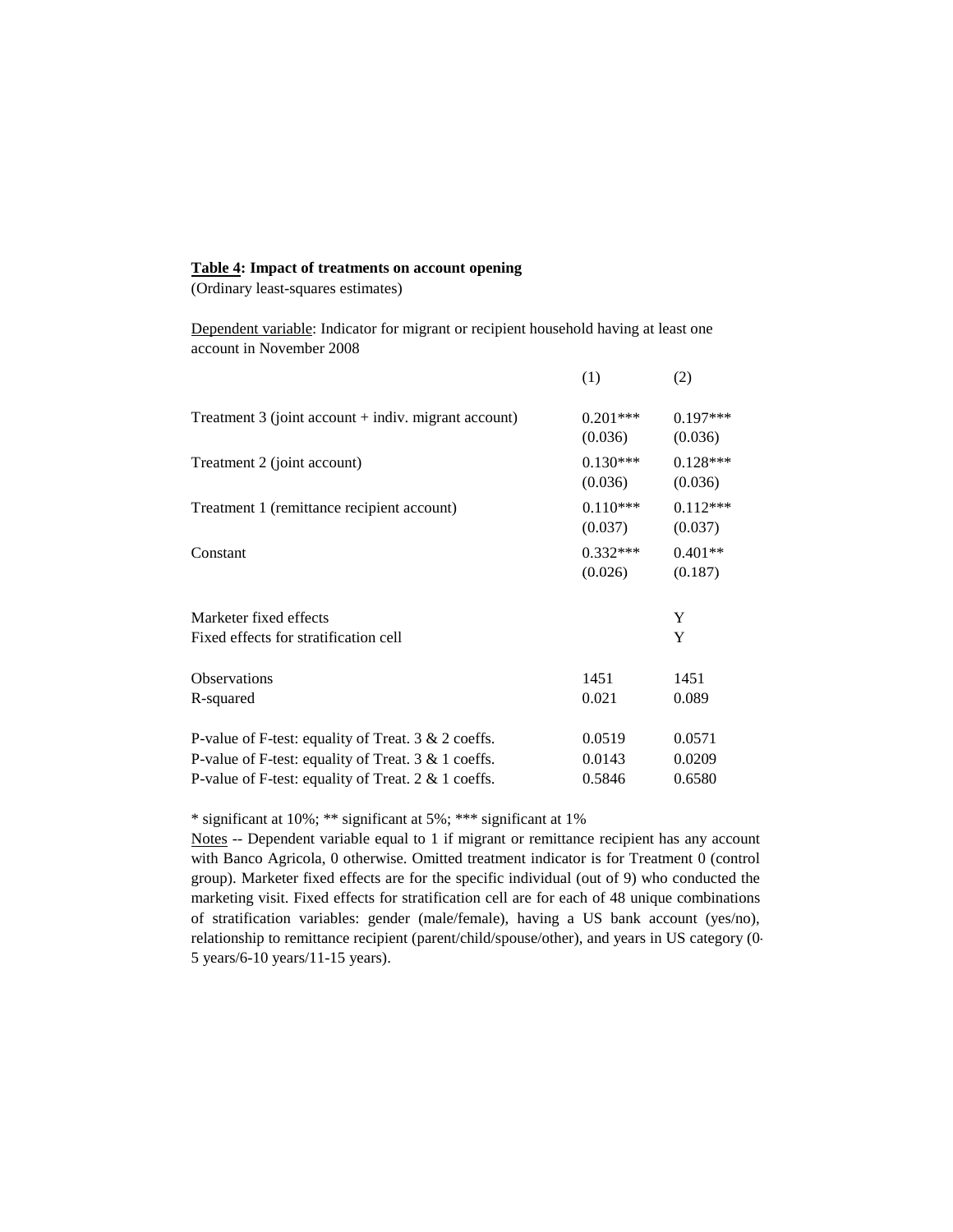**Table 4: Impact of treatments on account opening**
(Ordinary least-squares estimates)

Dependent variable: Indicator for migrant or recipient household having at least one account in November 2008

| | (1) | (2) |
|---|---|---|
| Treatment 3 (joint account + indiv. migrant account) | 0.201*** | 0.197*** |
| | (0.036) | (0.036) |
| Treatment 2 (joint account) | 0.130*** | 0.128*** |
| | (0.036) | (0.036) |
| Treatment 1 (remittance recipient account) | 0.110*** | 0.112*** |
| | (0.037) | (0.037) |
| Constant | 0.332*** | 0.401** |
| | (0.026) | (0.187) |
| Marketer fixed effects | | Y |
| Fixed effects for stratification cell | | Y |
| Observations | 1451 | 1451 |
| R-squared | 0.021 | 0.089 |
| P-value of F-test: equality of Treat. 3 & 2 coeffs. | 0.0519 | 0.0571 |
| P-value of F-test: equality of Treat. 3 & 1 coeffs. | 0.0143 | 0.0209 |
| P-value of F-test: equality of Treat. 2 & 1 coeffs. | 0.5846 | 0.6580 |

* significant at 10%; ** significant at 5%; *** significant at 1%

Notes -- Dependent variable equal to 1 if migrant or remittance recipient has any account with Banco Agricola, 0 otherwise. Omitted treatment indicator is for Treatment 0 (control group). Marketer fixed effects are for the specific individual (out of 9) who conducted the marketing visit. Fixed effects for stratification cell are for each of 48 unique combinations of stratification variables: gender (male/female), having a US bank account (yes/no), relationship to remittance recipient (parent/child/spouse/other), and years in US category (0-5 years/6-10 years/11-15 years).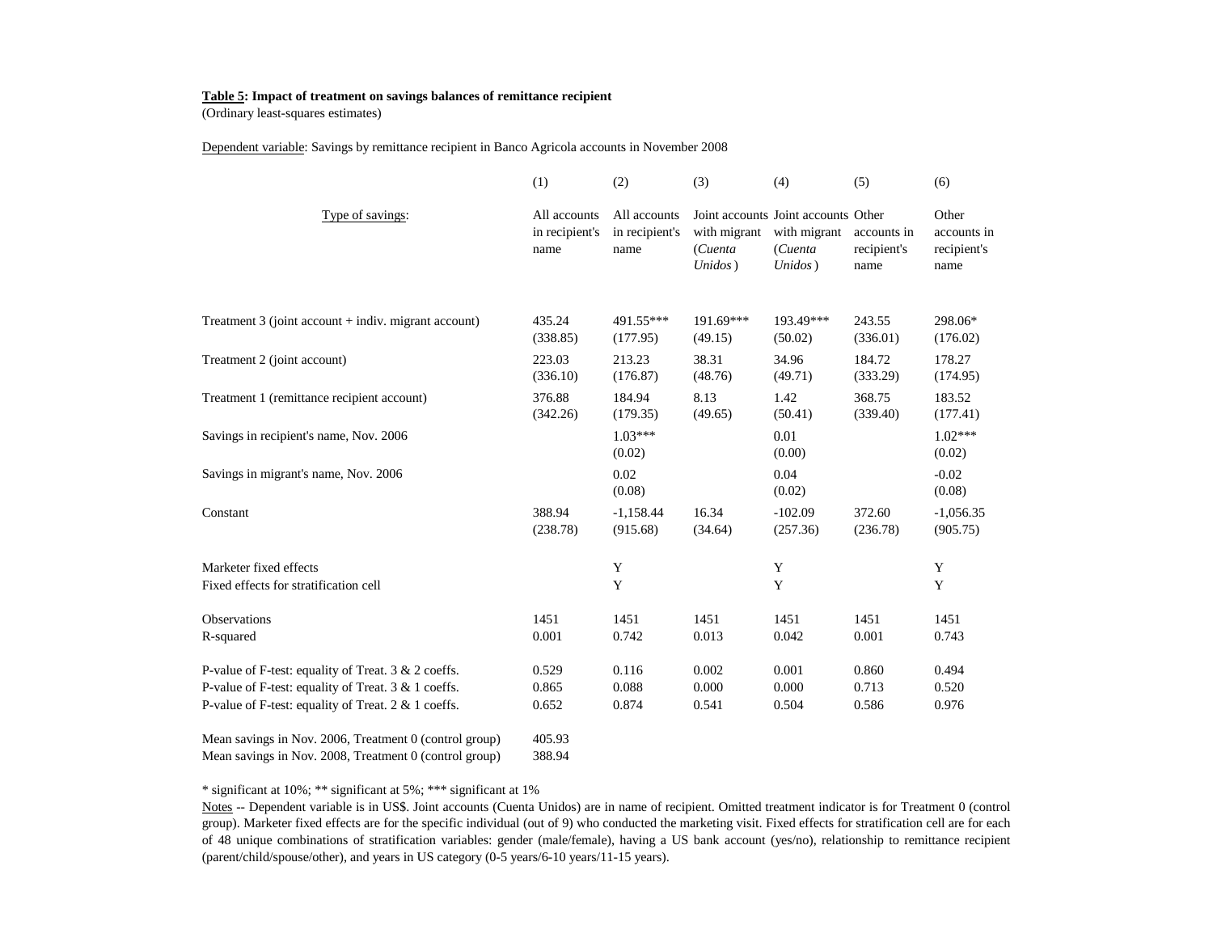**Table 5: Impact of treatment on savings balances of remittance recipient**
(Ordinary least-squares estimates)

Dependent variable: Savings by remittance recipient in Banco Agricola accounts in November 2008

| | (1) | (2) | (3) | (4) | (5) | (6) |
|---|---|---|---|---|---|---|
| Type of savings: | All accounts in recipient's name | All accounts in recipient's name | Joint accounts with migrant (*Cuenta Unidos*) | Joint accounts with migrant (*Cuenta Unidos*) | Other accounts in recipient's name | Other accounts in recipient's name |
| Treatment 3 (joint account + indiv. migrant account) | 435.24 | 491.55*** | 191.69*** | 193.49*** | 243.55 | 298.06* |
| | (338.85) | (177.95) | (49.15) | (50.02) | (336.01) | (176.02) |
| Treatment 2 (joint account) | 223.03 | 213.23 | 38.31 | 34.96 | 184.72 | 178.27 |
| | (336.10) | (176.87) | (48.76) | (49.71) | (333.29) | (174.95) |
| Treatment 1 (remittance recipient account) | 376.88 | 184.94 | 8.13 | 1.42 | 368.75 | 183.52 |
| | (342.26) | (179.35) | (49.65) | (50.41) | (339.40) | (177.41) |
| Savings in recipient's name, Nov. 2006 | | 1.03*** | | 0.01 | | 1.02*** |
| | | (0.02) | | (0.00) | | (0.02) |
| Savings in migrant's name, Nov. 2006 | | 0.02 | | 0.04 | | -0.02 |
| | | (0.08) | | (0.02) | | (0.08) |
| Constant | 388.94 | -1,158.44 | 16.34 | -102.09 | 372.60 | -1,056.35 |
| | (238.78) | (915.68) | (34.64) | (257.36) | (236.78) | (905.75) |
| Marketer fixed effects | | Y | | Y | | Y |
| Fixed effects for stratification cell | | Y | | Y | | Y |
| Observations | 1451 | 1451 | 1451 | 1451 | 1451 | 1451 |
| R-squared | 0.001 | 0.742 | 0.013 | 0.042 | 0.001 | 0.743 |
| P-value of F-test: equality of Treat. 3 & 2 coeffs. | 0.529 | 0.116 | 0.002 | 0.001 | 0.860 | 0.494 |
| P-value of F-test: equality of Treat. 3 & 1 coeffs. | 0.865 | 0.088 | 0.000 | 0.000 | 0.713 | 0.520 |
| P-value of F-test: equality of Treat. 2 & 1 coeffs. | 0.652 | 0.874 | 0.541 | 0.504 | 0.586 | 0.976 |
| Mean savings in Nov. 2006, Treatment 0 (control group) | 405.93 | | | | | |
| Mean savings in Nov. 2008, Treatment 0 (control group) | 388.94 | | | | | |

* significant at 10%; ** significant at 5%; *** significant at 1%

Notes -- Dependent variable is in US$. Joint accounts (Cuenta Unidos) are in name of recipient. Omitted treatment indicator is for Treatment 0 (control group). Marketer fixed effects are for the specific individual (out of 9) who conducted the marketing visit. Fixed effects for stratification cell are for each of 48 unique combinations of stratification variables: gender (male/female), having a US bank account (yes/no), relationship to remittance recipient (parent/child/spouse/other), and years in US category (0-5 years/6-10 years/11-15 years).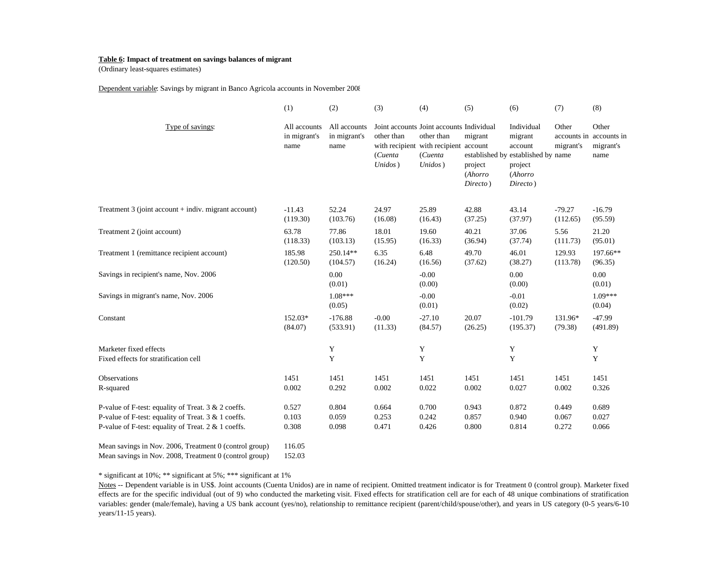**Table 6: Impact of treatment on savings balances of migrant**
(Ordinary least-squares estimates)

Dependent variable: Savings by migrant in Banco Agricola accounts in November 2008

| | (1) | (2) | (3) | (4) | (5) | (6) | (7) | (8) |
|---|---|---|---|---|---|---|---|---|
| Type of savings: | All accounts in migrant's name | All accounts in migrant's name | Joint accounts other than with recipient (*Cuenta Unidos*) | Joint accounts other than with recipient (*Cuenta Unidos*) | Individual migrant account established by project (*Ahorro Directo*) | Individual migrant account established by project (*Ahorro Directo*) | Other accounts in migrant's name | Other accounts in migrant's name |
| Treatment 3 (joint account + indiv. migrant account) | -11.43 | 52.24 | 24.97 | 25.89 | 42.88 | 43.14 | -79.27 | -16.79 |
| | (119.30) | (103.76) | (16.08) | (16.43) | (37.25) | (37.97) | (112.65) | (95.59) |
| Treatment 2 (joint account) | 63.78 | 77.86 | 18.01 | 19.60 | 40.21 | 37.06 | 5.56 | 21.20 |
| | (118.33) | (103.13) | (15.95) | (16.33) | (36.94) | (37.74) | (111.73) | (95.01) |
| Treatment 1 (remittance recipient account) | 185.98 | 250.14** | 6.35 | 6.48 | 49.70 | 46.01 | 129.93 | 197.66** |
| | (120.50) | (104.57) | (16.24) | (16.56) | (37.62) | (38.27) | (113.78) | (96.35) |
| Savings in recipient's name, Nov. 2006 | | 0.00 | | -0.00 | | 0.00 | | 0.00 |
| | | (0.01) | | (0.00) | | (0.00) | | (0.01) |
| Savings in migrant's name, Nov. 2006 | | 1.08*** | | -0.00 | | -0.01 | | 1.09*** |
| | | (0.05) | | (0.01) | | (0.02) | | (0.04) |
| Constant | 152.03* | -176.88 | -0.00 | -27.10 | 20.07 | -101.79 | 131.96* | -47.99 |
| | (84.07) | (533.91) | (11.33) | (84.57) | (26.25) | (195.37) | (79.38) | (491.89) |
| Marketer fixed effects | | Y | | Y | | Y | | Y |
| Fixed effects for stratification cell | | Y | | Y | | Y | | Y |
| Observations | 1451 | 1451 | 1451 | 1451 | 1451 | 1451 | 1451 | 1451 |
| R-squared | 0.002 | 0.292 | 0.002 | 0.022 | 0.002 | 0.027 | 0.002 | 0.326 |
| P-value of F-test: equality of Treat. 3 & 2 coeffs. | 0.527 | 0.804 | 0.664 | 0.700 | 0.943 | 0.872 | 0.449 | 0.689 |
| P-value of F-test: equality of Treat. 3 & 1 coeffs. | 0.103 | 0.059 | 0.253 | 0.242 | 0.857 | 0.940 | 0.067 | 0.027 |
| P-value of F-test: equality of Treat. 2 & 1 coeffs. | 0.308 | 0.098 | 0.471 | 0.426 | 0.800 | 0.814 | 0.272 | 0.066 |
| Mean savings in Nov. 2006, Treatment 0 (control group) | 116.05 | | | | | | | |
| Mean savings in Nov. 2008, Treatment 0 (control group) | 152.03 | | | | | | | |

* significant at 10%; ** significant at 5%; *** significant at 1%

Notes -- Dependent variable is in US$. Joint accounts (Cuenta Unidos) are in name of recipient. Omitted treatment indicator is for Treatment 0 (control group). Marketer fixed effects are for the specific individual (out of 9) who conducted the marketing visit. Fixed effects for stratification cell are for each of 48 unique combinations of stratification variables: gender (male/female), having a US bank account (yes/no), relationship to remittance recipient (parent/child/spouse/other), and years in US category (0-5 years/6-10 years/11-15 years).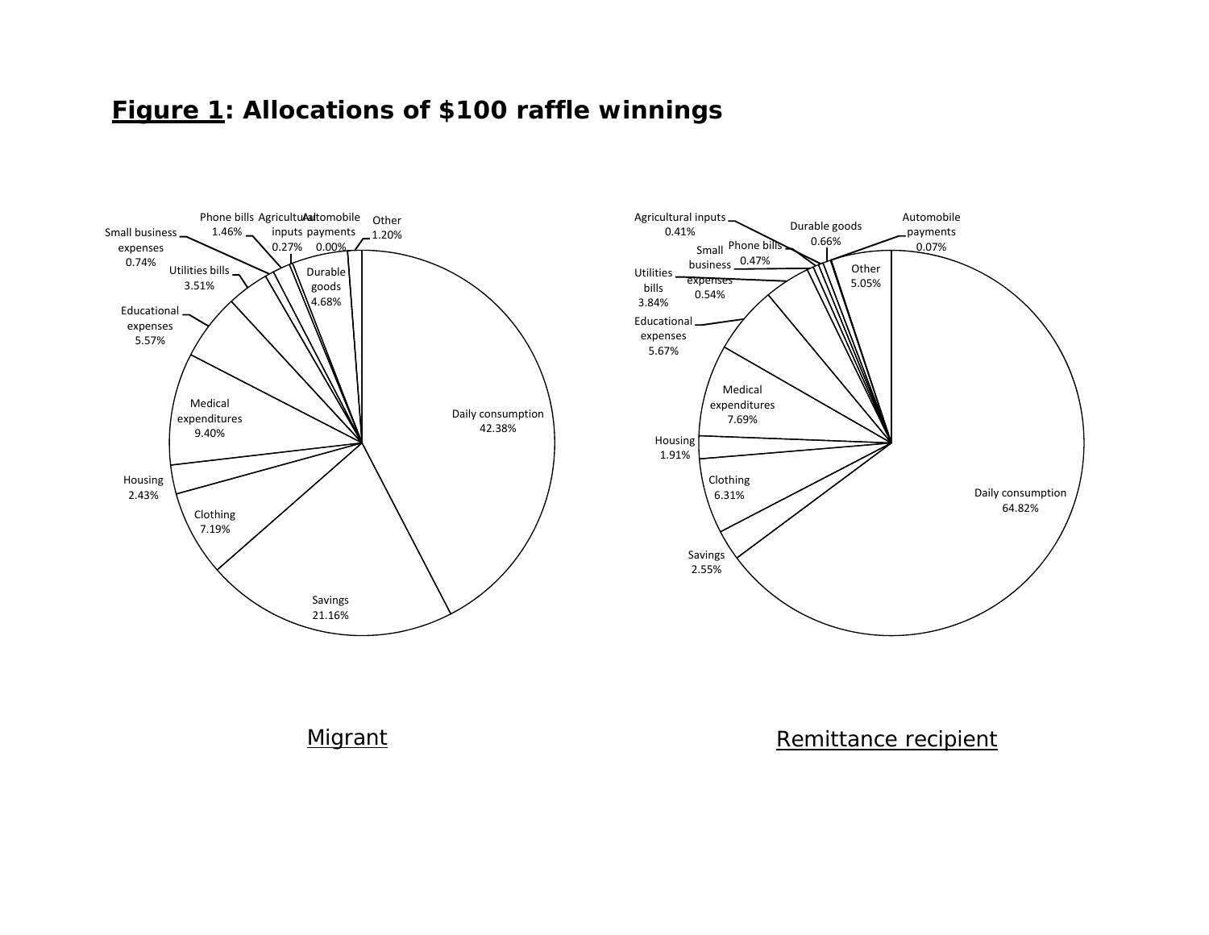# **Figure 1**: Allocations of $100 raffle winnings

Phone bills 1.46%
Agricultural inputs 0.27%
Automobile payments 0.00%
Other 1.20%
Small business expenses 0.74%
Utilities bills 3.51%
Durable goods 4.68%
Educational expenses 5.57%
Medical expenditures 9.40%
Daily consumption 42.38%
Housing 2.43%
Clothing 7.19%
Savings 21.16%

Migrant

Agricultural inputs 0.41%
Durable goods 0.66%
Automobile payments 0.07%
Small business expenses 0.54%
Phone bills 0.47%
Other 5.05%
Utilities bills 3.84%
Educational expenses 5.67%
Medical expenditures 7.69%
Housing 1.91%
Clothing 6.31%
Daily consumption 64.82%
Savings 2.55%

Remittance recipient